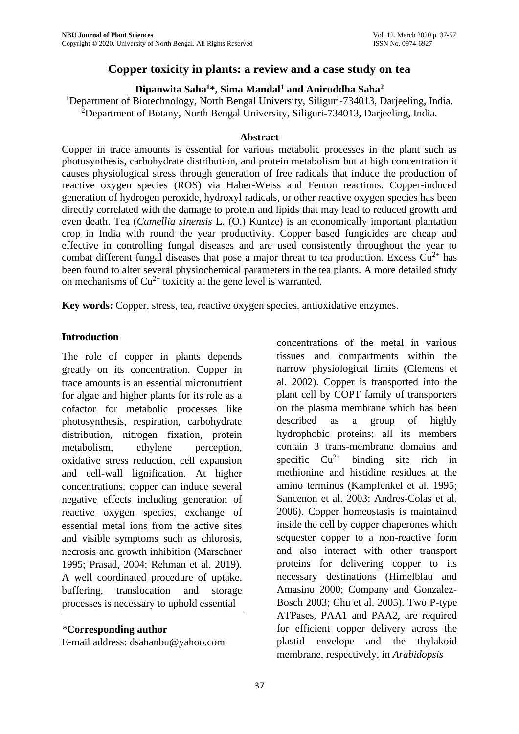# Copper toxicity in plants: a review and a case study on tea

**Dipanwita Saha[1]*, Sima Mandal[1] and Aniruddha Saha[2]**

[1]Department of Biotechnology, North Bengal University, Siliguri-734013, Darjeeling, India.
[2]Department of Botany, North Bengal University, Siliguri-734013, Darjeeling, India.

### Abstract

Copper in trace amounts is essential for various metabolic processes in the plant such as photosynthesis, carbohydrate distribution, and protein metabolism but at high concentration it causes physiological stress through generation of free radicals that induce the production of reactive oxygen species (ROS) via Haber-Weiss and Fenton reactions. Copper-induced generation of hydrogen peroxide, hydroxyl radicals, or other reactive oxygen species has been directly correlated with the damage to protein and lipids that may lead to reduced growth and even death. Tea (*Camellia sinensis* L. (O.) Kuntze) is an economically important plantation crop in India with round the year productivity. Copper based fungicides are cheap and effective in controlling fungal diseases and are used consistently throughout the year to combat different fungal diseases that pose a major threat to tea production. Excess $Cu^{2+}$ has been found to alter several physiochemical parameters in the tea plants. A more detailed study on mechanisms of $Cu^{2+}$ toxicity at the gene level is warranted.

**Key words:** Copper, stress, tea, reactive oxygen species, antioxidative enzymes.

### Introduction

The role of copper in plants depends greatly on its concentration. Copper in trace amounts is an essential micronutrient for algae and higher plants for its role as a cofactor for metabolic processes like photosynthesis, respiration, carbohydrate distribution, nitrogen fixation, protein metabolism, ethylene perception, oxidative stress reduction, cell expansion and cell-wall lignification. At higher concentrations, copper can induce several negative effects including generation of reactive oxygen species, exchange of essential metal ions from the active sites and visible symptoms such as chlorosis, necrosis and growth inhibition (Marschner 1995; Prasad, 2004; Rehman et al. 2019). A well coordinated procedure of uptake, buffering, translocation and storage processes is necessary to uphold essential concentrations of the metal in various tissues and compartments within the narrow physiological limits (Clemens et al. 2002). Copper is transported into the plant cell by COPT family of transporters on the plasma membrane which has been described as a group of highly hydrophobic proteins; all its members contain 3 trans-membrane domains and specific $Cu^{2+}$ binding site rich in methionine and histidine residues at the amino terminus (Kampfenkel et al. 1995; Sancenon et al. 2003; Andres-Colas et al. 2006). Copper homeostasis is maintained inside the cell by copper chaperones which sequester copper to a non-reactive form and also interact with other transport proteins for delivering copper to its necessary destinations (Himelblau and Amasino 2000; Company and Gonzalez-Bosch 2003; Chu et al. 2005). Two P-type ATPases, PAA1 and PAA2, are required for efficient copper delivery across the plastid envelope and the thylakoid membrane, respectively, in *Arabidopsis*

*Corresponding author
E-mail address: dsahanbu@yahoo.com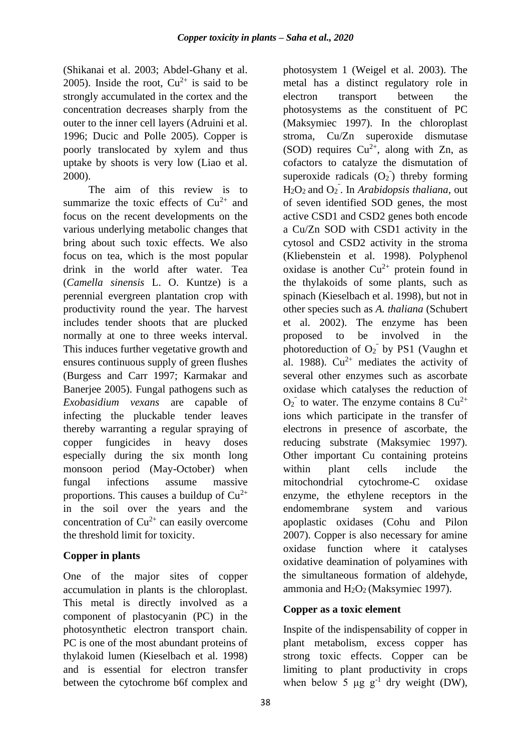(Shikanai et al. 2003; Abdel-Ghany et al. 2005). Inside the root, $Cu^{2+}$ is said to be strongly accumulated in the cortex and the concentration decreases sharply from the outer to the inner cell layers (Adruini et al. 1996; Ducic and Polle 2005). Copper is poorly translocated by xylem and thus uptake by shoots is very low (Liao et al. 2000).

The aim of this review is to summarize the toxic effects of $Cu^{2+}$ and focus on the recent developments on the various underlying metabolic changes that bring about such toxic effects. We also focus on tea, which is the most popular drink in the world after water. Tea (*Camella sinensis* L. O. Kuntze) is a perennial evergreen plantation crop with productivity round the year. The harvest includes tender shoots that are plucked normally at one to three weeks interval. This induces further vegetative growth and ensures continuous supply of green flushes (Burgess and Carr 1997; Karmakar and Banerjee 2005). Fungal pathogens such as *Exobasidium vexans* are capable of infecting the pluckable tender leaves thereby warranting a regular spraying of copper fungicides in heavy doses especially during the six month long monsoon period (May-October) when fungal infections assume massive proportions. This causes a buildup of $Cu^{2+}$ in the soil over the years and the concentration of $Cu^{2+}$ can easily overcome the threshold limit for toxicity.

## Copper in plants

One of the major sites of copper accumulation in plants is the chloroplast. This metal is directly involved as a component of plastocyanin (PC) in the photosynthetic electron transport chain. PC is one of the most abundant proteins of thylakoid lumen (Kieselbach et al. 1998) and is essential for electron transfer between the cytochrome b6f complex and photosystem 1 (Weigel et al. 2003). The metal has a distinct regulatory role in electron transport between the photosystems as the constituent of PC (Maksymiec 1997). In the chloroplast stroma, Cu/Zn superoxide dismutase (SOD) requires $Cu^{2+}$, along with Zn, as cofactors to catalyze the dismutation of superoxide radicals ($O_2^-$) threby forming $H_2O_2$ and $O_2^-$. In *Arabidopsis thaliana*, out of seven identified SOD genes, the most active CSD1 and CSD2 genes both encode a Cu/Zn SOD with CSD1 activity in the cytosol and CSD2 activity in the stroma (Kliebenstein et al. 1998). Polyphenol oxidase is another $Cu^{2+}$ protein found in the thylakoids of some plants, such as spinach (Kieselbach et al. 1998), but not in other species such as *A. thaliana* (Schubert et al. 2002). The enzyme has been proposed to be involved in the photoreduction of $O_2^-$ by PS1 (Vaughn et al. 1988). $Cu^{2+}$ mediates the activity of several other enzymes such as ascorbate oxidase which catalyses the reduction of $O_2^-$ to water. The enzyme contains 8 $Cu^{2+}$ ions which participate in the transfer of electrons in presence of ascorbate, the reducing substrate (Maksymiec 1997). Other important Cu containing proteins within plant cells include the mitochondrial cytochrome-C oxidase enzyme, the ethylene receptors in the endomembrane system and various apoplastic oxidases (Cohu and Pilon 2007). Copper is also necessary for amine oxidase function where it catalyses oxidative deamination of polyamines with the simultaneous formation of aldehyde, ammonia and $H_2O_2$ (Maksymiec 1997).

## Copper as a toxic element

Inspite of the indispensability of copper in plant metabolism, excess copper has strong toxic effects. Copper can be limiting to plant productivity in crops when below 5 µg $g^{-1}$ dry weight (DW),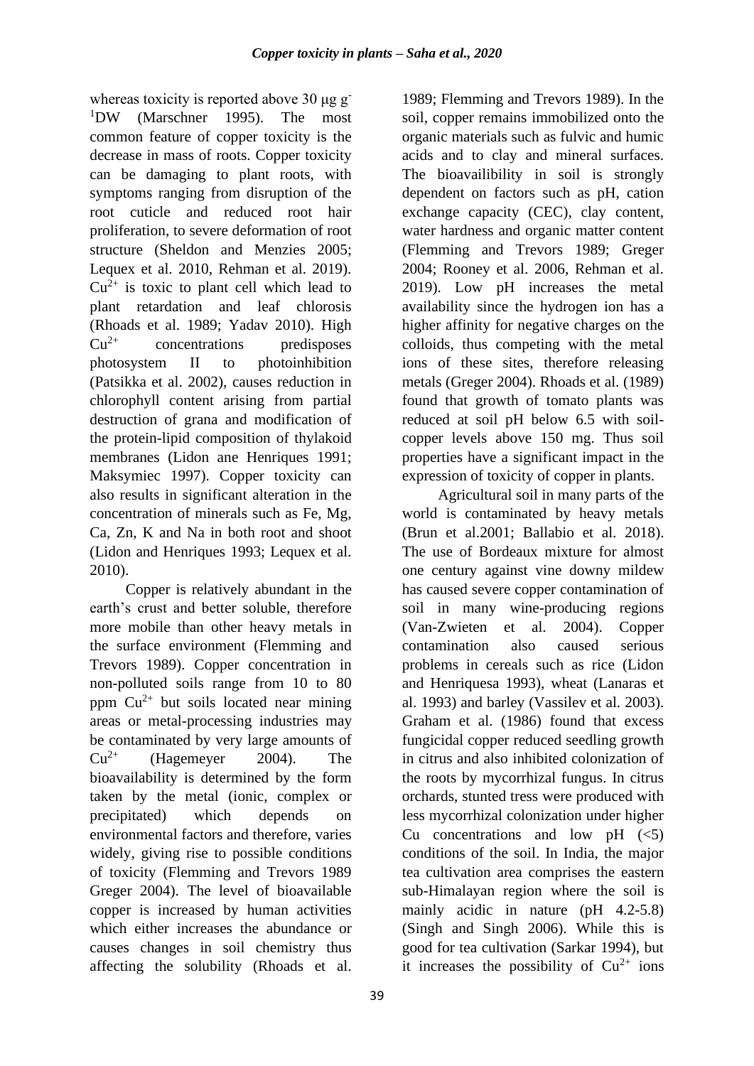whereas toxicity is reported above 30 μg g$^{-1}$DW (Marschner 1995). The most common feature of copper toxicity is the decrease in mass of roots. Copper toxicity can be damaging to plant roots, with symptoms ranging from disruption of the root cuticle and reduced root hair proliferation, to severe deformation of root structure (Sheldon and Menzies 2005; Lequex et al. 2010, Rehman et al. 2019). $Cu^{2+}$ is toxic to plant cell which lead to plant retardation and leaf chlorosis (Rhoads et al. 1989; Yadav 2010). High $Cu^{2+}$ concentrations predisposes photosystem II to photoinhibition (Patsikka et al. 2002), causes reduction in chlorophyll content arising from partial destruction of grana and modification of the protein-lipid composition of thylakoid membranes (Lidon ane Henriques 1991; Maksymiec 1997). Copper toxicity can also results in significant alteration in the concentration of minerals such as Fe, Mg, Ca, Zn, K and Na in both root and shoot (Lidon and Henriques 1993; Lequex et al. 2010).

Copper is relatively abundant in the earth's crust and better soluble, therefore more mobile than other heavy metals in the surface environment (Flemming and Trevors 1989). Copper concentration in non-polluted soils range from 10 to 80 ppm $Cu^{2+}$ but soils located near mining areas or metal-processing industries may be contaminated by very large amounts of $Cu^{2+}$ (Hagemeyer 2004). The bioavailability is determined by the form taken by the metal (ionic, complex or precipitated) which depends on environmental factors and therefore, varies widely, giving rise to possible conditions of toxicity (Flemming and Trevors 1989 Greger 2004). The level of bioavailable copper is increased by human activities which either increases the abundance or causes changes in soil chemistry thus affecting the solubility (Rhoads et al. 1989; Flemming and Trevors 1989). In the soil, copper remains immobilized onto the organic materials such as fulvic and humic acids and to clay and mineral surfaces. The bioavailibility in soil is strongly dependent on factors such as pH, cation exchange capacity (CEC), clay content, water hardness and organic matter content (Flemming and Trevors 1989; Greger 2004; Rooney et al. 2006, Rehman et al. 2019). Low pH increases the metal availability since the hydrogen ion has a higher affinity for negative charges on the colloids, thus competing with the metal ions of these sites, therefore releasing metals (Greger 2004). Rhoads et al. (1989) found that growth of tomato plants was reduced at soil pH below 6.5 with soil-copper levels above 150 mg. Thus soil properties have a significant impact in the expression of toxicity of copper in plants.

Agricultural soil in many parts of the world is contaminated by heavy metals (Brun et al.2001; Ballabio et al. 2018). The use of Bordeaux mixture for almost one century against vine downy mildew has caused severe copper contamination of soil in many wine-producing regions (Van-Zwieten et al. 2004). Copper contamination also caused serious problems in cereals such as rice (Lidon and Henriquesa 1993), wheat (Lanaras et al. 1993) and barley (Vassilev et al. 2003). Graham et al. (1986) found that excess fungicidal copper reduced seedling growth in citrus and also inhibited colonization of the roots by mycorrhizal fungus. In citrus orchards, stunted tress were produced with less mycorrhizal colonization under higher Cu concentrations and low pH (<5) conditions of the soil. In India, the major tea cultivation area comprises the eastern sub-Himalayan region where the soil is mainly acidic in nature (pH 4.2-5.8) (Singh and Singh 2006). While this is good for tea cultivation (Sarkar 1994), but it increases the possibility of $Cu^{2+}$ ions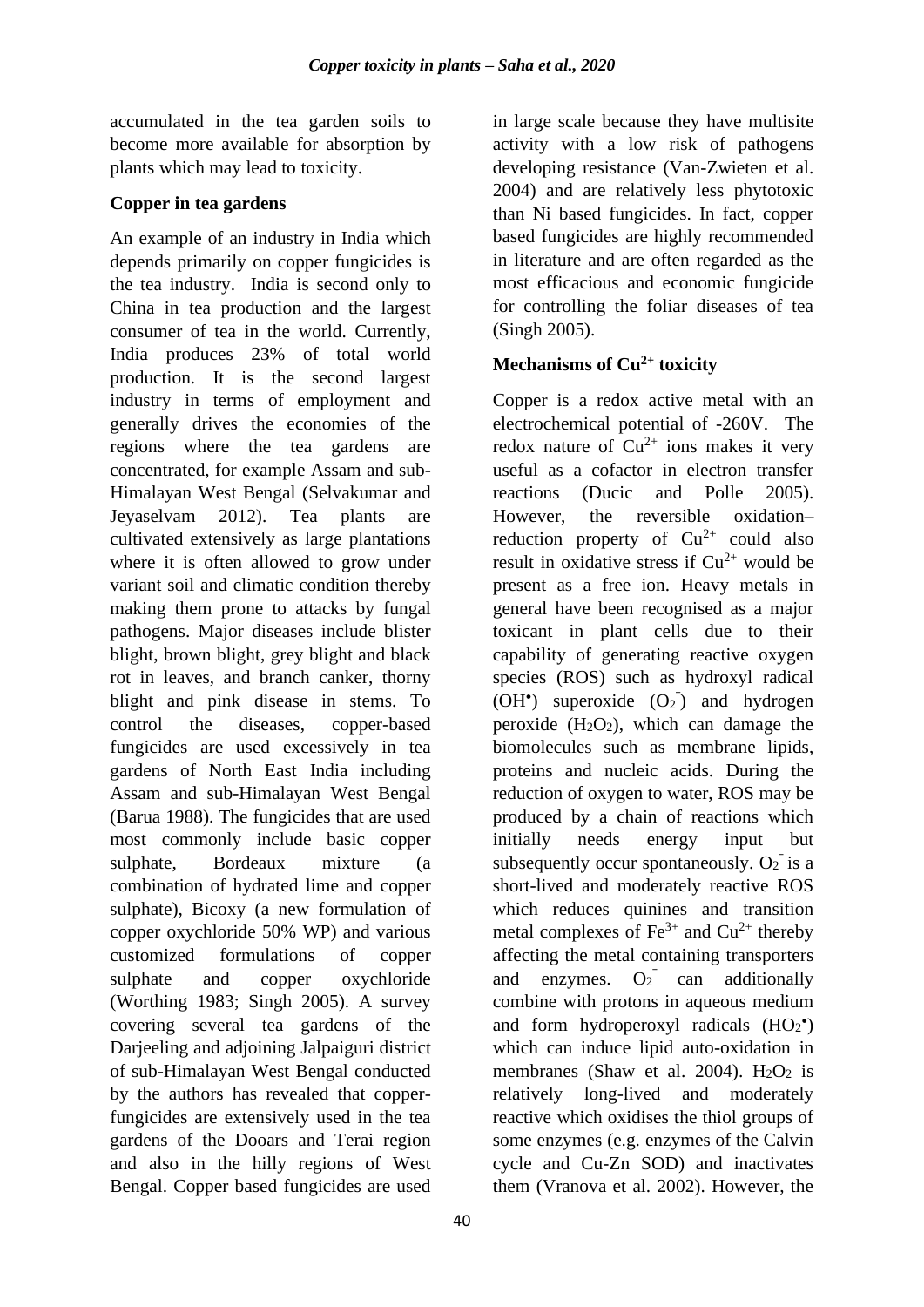accumulated in the tea garden soils to become more available for absorption by plants which may lead to toxicity.

### Copper in tea gardens

An example of an industry in India which depends primarily on copper fungicides is the tea industry. India is second only to China in tea production and the largest consumer of tea in the world. Currently, India produces 23% of total world production. It is the second largest industry in terms of employment and generally drives the economies of the regions where the tea gardens are concentrated, for example Assam and sub-Himalayan West Bengal (Selvakumar and Jeyaselvam 2012). Tea plants are cultivated extensively as large plantations where it is often allowed to grow under variant soil and climatic condition thereby making them prone to attacks by fungal pathogens. Major diseases include blister blight, brown blight, grey blight and black rot in leaves, and branch canker, thorny blight and pink disease in stems. To control the diseases, copper-based fungicides are used excessively in tea gardens of North East India including Assam and sub-Himalayan West Bengal (Barua 1988). The fungicides that are used most commonly include basic copper sulphate, Bordeaux mixture (a combination of hydrated lime and copper sulphate), Bicoxy (a new formulation of copper oxychloride 50% WP) and various customized formulations of copper sulphate and copper oxychloride (Worthing 1983; Singh 2005). A survey covering several tea gardens of the Darjeeling and adjoining Jalpaiguri district of sub-Himalayan West Bengal conducted by the authors has revealed that copper-fungicides are extensively used in the tea gardens of the Dooars and Terai region and also in the hilly regions of West Bengal. Copper based fungicides are used in large scale because they have multisite activity with a low risk of pathogens developing resistance (Van-Zwieten et al. 2004) and are relatively less phytotoxic than Ni based fungicides. In fact, copper based fungicides are highly recommended in literature and are often regarded as the most efficacious and economic fungicide for controlling the foliar diseases of tea (Singh 2005).

### Mechanisms of $Cu^{2+}$ toxicity

Copper is a redox active metal with an electrochemical potential of -260V. The redox nature of $Cu^{2+}$ ions makes it very useful as a cofactor in electron transfer reactions (Ducic and Polle 2005). However, the reversible oxidation–reduction property of $Cu^{2+}$ could also result in oxidative stress if $Cu^{2+}$ would be present as a free ion. Heavy metals in general have been recognised as a major toxicant in plant cells due to their capability of generating reactive oxygen species (ROS) such as hydroxyl radical ($OH^{\bullet}$) superoxide ($O_2^{-}$) and hydrogen peroxide ($H_2O_2$), which can damage the biomolecules such as membrane lipids, proteins and nucleic acids. During the reduction of oxygen to water, ROS may be produced by a chain of reactions which initially needs energy input but subsequently occur spontaneously. $O_2^{-}$ is a short-lived and moderately reactive ROS which reduces quinines and transition metal complexes of $Fe^{3+}$ and $Cu^{2+}$ thereby affecting the metal containing transporters and enzymes. $O_2^{-}$ can additionally combine with protons in aqueous medium and form hydroperoxyl radicals ($HO_2^{\bullet}$) which can induce lipid auto-oxidation in membranes (Shaw et al. 2004). $H_2O_2$ is relatively long-lived and moderately reactive which oxidises the thiol groups of some enzymes (e.g. enzymes of the Calvin cycle and Cu-Zn SOD) and inactivates them (Vranova et al. 2002). However, the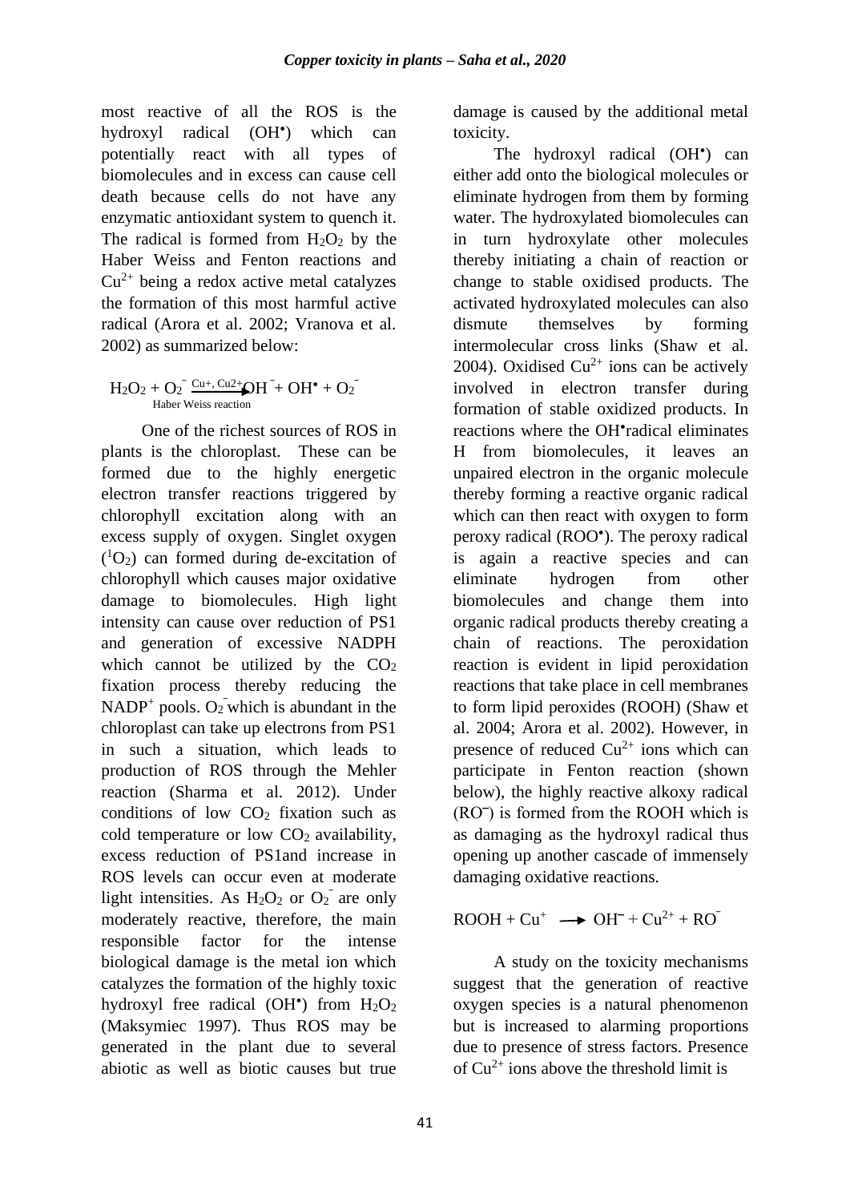most reactive of all the ROS is the hydroxyl radical ($OH^{\bullet}$) which can potentially react with all types of biomolecules and in excess can cause cell death because cells do not have any enzymatic antioxidant system to quench it. The radical is formed from $H_2O_2$ by the Haber Weiss and Fenton reactions and $Cu^{2+}$ being a redox active metal catalyzes the formation of this most harmful active radical (Arora et al. 2002; Vranova et al. 2002) as summarized below:

$$H_2O_2 + O_2^{-} \xrightarrow[\text{Haber Weiss reaction}]{Cu+,\ Cu2+} OH^{-} + OH^{\bullet} + O_2^{-}$$

One of the richest sources of ROS in plants is the chloroplast. These can be formed due to the highly energetic electron transfer reactions triggered by chlorophyll excitation along with an excess supply of oxygen. Singlet oxygen ($^1O_2$) can formed during de-excitation of chlorophyll which causes major oxidative damage to biomolecules. High light intensity can cause over reduction of PS1 and generation of excessive NADPH which cannot be utilized by the $CO_2$ fixation process thereby reducing the $NADP^+$ pools. $O_2^{-}$ which is abundant in the chloroplast can take up electrons from PS1 in such a situation, which leads to production of ROS through the Mehler reaction (Sharma et al. 2012). Under conditions of low $CO_2$ fixation such as cold temperature or low $CO_2$ availability, excess reduction of PS1and increase in ROS levels can occur even at moderate light intensities. As $H_2O_2$ or $O_2^{-}$ are only moderately reactive, therefore, the main responsible factor for the intense biological damage is the metal ion which catalyzes the formation of the highly toxic hydroxyl free radical ($OH^{\bullet}$) from $H_2O_2$ (Maksymiec 1997). Thus ROS may be generated in the plant due to several abiotic as well as biotic causes but true damage is caused by the additional metal toxicity.

The hydroxyl radical ($OH^{\bullet}$) can either add onto the biological molecules or eliminate hydrogen from them by forming water. The hydroxylated biomolecules can in turn hydroxylate other molecules thereby initiating a chain of reaction or change to stable oxidised products. The activated hydroxylated molecules can also dismute themselves by forming intermolecular cross links (Shaw et al. 2004). Oxidised $Cu^{2+}$ ions can be actively involved in electron transfer during formation of stable oxidized products. In reactions where the $OH^{\bullet}$radical eliminates H from biomolecules, it leaves an unpaired electron in the organic molecule thereby forming a reactive organic radical which can then react with oxygen to form peroxy radical ($ROO^{\bullet}$). The peroxy radical is again a reactive species and can eliminate hydrogen from other biomolecules and change them into organic radical products thereby creating a chain of reactions. The peroxidation reaction is evident in lipid peroxidation reactions that take place in cell membranes to form lipid peroxides (ROOH) (Shaw et al. 2004; Arora et al. 2002). However, in presence of reduced $Cu^{2+}$ ions which can participate in Fenton reaction (shown below), the highly reactive alkoxy radical ($RO^{-}$) is formed from the ROOH which is as damaging as the hydroxyl radical thus opening up another cascade of immensely damaging oxidative reactions.

$$ROOH + Cu^{+} \longrightarrow OH^{-} + Cu^{2+} + RO^{-}$$

A study on the toxicity mechanisms suggest that the generation of reactive oxygen species is a natural phenomenon but is increased to alarming proportions due to presence of stress factors. Presence of $Cu^{2+}$ ions above the threshold limit is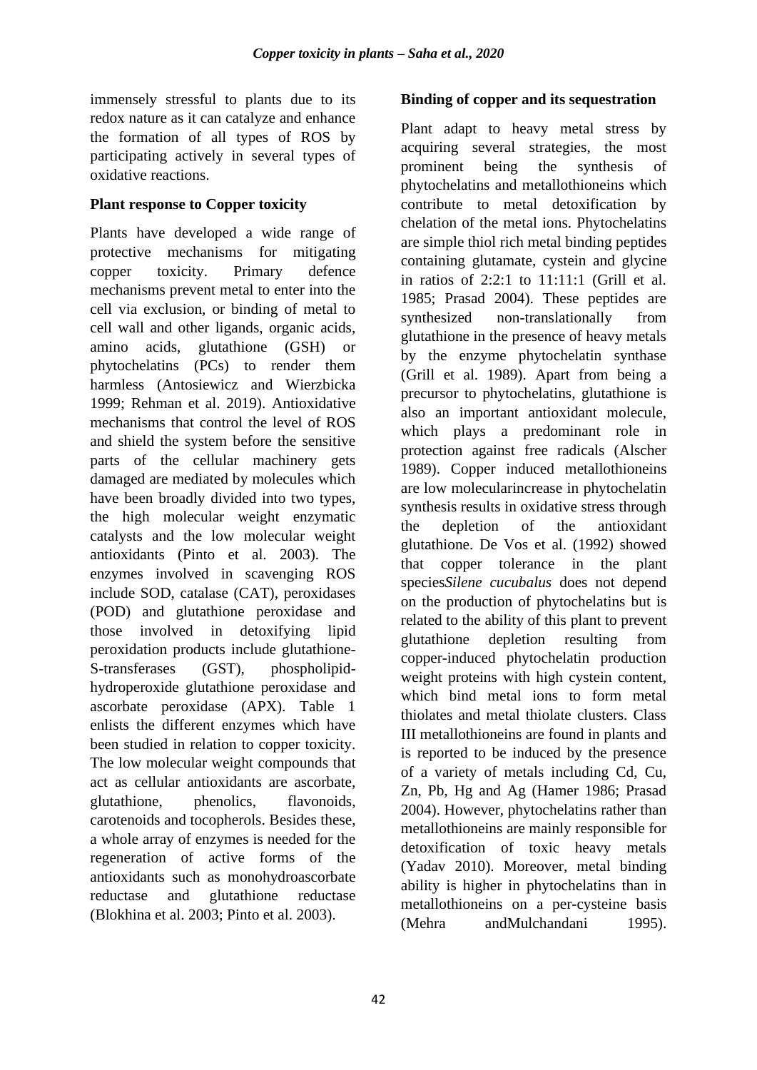immensely stressful to plants due to its redox nature as it can catalyze and enhance the formation of all types of ROS by participating actively in several types of oxidative reactions.

### Plant response to Copper toxicity

Plants have developed a wide range of protective mechanisms for mitigating copper toxicity. Primary defence mechanisms prevent metal to enter into the cell via exclusion, or binding of metal to cell wall and other ligands, organic acids, amino acids, glutathione (GSH) or phytochelatins (PCs) to render them harmless (Antosiewicz and Wierzbicka 1999; Rehman et al. 2019). Antioxidative mechanisms that control the level of ROS and shield the system before the sensitive parts of the cellular machinery gets damaged are mediated by molecules which have been broadly divided into two types, the high molecular weight enzymatic catalysts and the low molecular weight antioxidants (Pinto et al. 2003). The enzymes involved in scavenging ROS include SOD, catalase (CAT), peroxidases (POD) and glutathione peroxidase and those involved in detoxifying lipid peroxidation products include glutathione-S-transferases (GST), phospholipid-hydroperoxide glutathione peroxidase and ascorbate peroxidase (APX). Table 1 enlists the different enzymes which have been studied in relation to copper toxicity. The low molecular weight compounds that act as cellular antioxidants are ascorbate, glutathione, phenolics, flavonoids, carotenoids and tocopherols. Besides these, a whole array of enzymes is needed for the regeneration of active forms of the antioxidants such as monohydroascorbate reductase and glutathione reductase (Blokhina et al. 2003; Pinto et al. 2003).

### Binding of copper and its sequestration

Plant adapt to heavy metal stress by acquiring several strategies, the most prominent being the synthesis of phytochelatins and metallothioneins which contribute to metal detoxification by chelation of the metal ions. Phytochelatins are simple thiol rich metal binding peptides containing glutamate, cystein and glycine in ratios of 2:2:1 to 11:11:1 (Grill et al. 1985; Prasad 2004). These peptides are synthesized non-translationally from glutathione in the presence of heavy metals by the enzyme phytochelatin synthase (Grill et al. 1989). Apart from being a precursor to phytochelatins, glutathione is also an important antioxidant molecule, which plays a predominant role in protection against free radicals (Alscher 1989). Copper induced metallothioneins are low molecularincrease in phytochelatin synthesis results in oxidative stress through the depletion of the antioxidant glutathione. De Vos et al. (1992) showed that copper tolerance in the plant species*Silene cucubalus* does not depend on the production of phytochelatins but is related to the ability of this plant to prevent glutathione depletion resulting from copper-induced phytochelatin production weight proteins with high cystein content, which bind metal ions to form metal thiolates and metal thiolate clusters. Class III metallothioneins are found in plants and is reported to be induced by the presence of a variety of metals including Cd, Cu, Zn, Pb, Hg and Ag (Hamer 1986; Prasad 2004). However, phytochelatins rather than metallothioneins are mainly responsible for detoxification of toxic heavy metals (Yadav 2010). Moreover, metal binding ability is higher in phytochelatins than in metallothioneins on a per-cysteine basis (Mehra andMulchandani 1995).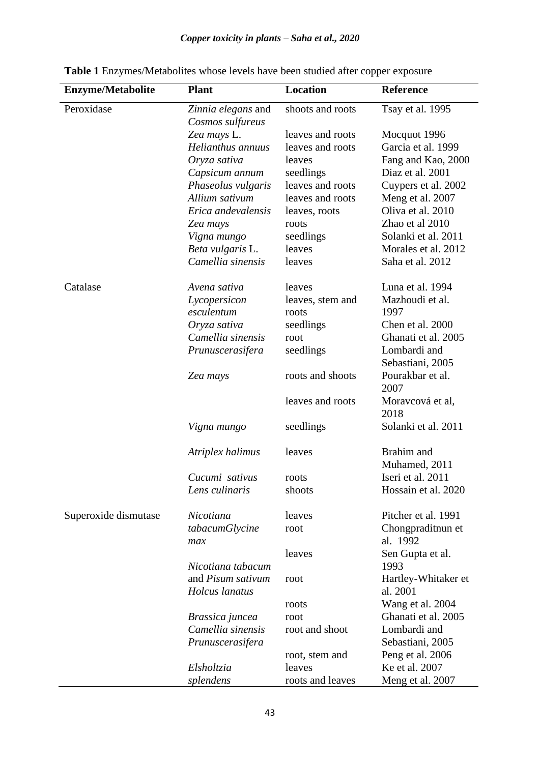**Table 1** Enzymes/Metabolites whose levels have been studied after copper exposure

| Enzyme/Metabolite | Plant | Location | Reference |
|---|---|---|---|
| Peroxidase | *Zinnia elegans* and *Cosmos sulfureus* | shoots and roots | Tsay et al. 1995 |
| | *Zea mays* L. | leaves and roots | Mocquot 1996 |
| | *Helianthus annuus* | leaves and roots | Garcia et al. 1999 |
| | *Oryza sativa* | leaves | Fang and Kao, 2000 |
| | *Capsicum annum* | seedlings | Diaz et al. 2001 |
| | *Phaseolus vulgaris* | leaves and roots | Cuypers et al. 2002 |
| | *Allium sativum* | leaves and roots | Meng et al. 2007 |
| | *Erica andevalensis* | leaves, roots | Oliva et al. 2010 |
| | *Zea mays* | roots | Zhao et al 2010 |
| | *Vigna mungo* | seedlings | Solanki et al. 2011 |
| | *Beta vulgaris* L. | leaves | Morales et al. 2012 |
| | *Camellia sinensis* | leaves | Saha et al. 2012 |
| Catalase | *Avena sativa* | leaves | Luna et al. 1994 |
| | *Lycopersicon esculentum* | leaves, stem and roots | Mazhoudi et al. 1997 |
| | *Oryza sativa* | seedlings | Chen et al. 2000 |
| | *Camellia sinensis* | root | Ghanati et al. 2005 |
| | *Prunuscerasifera* | seedlings | Lombardi and Sebastiani, 2005 |
| | *Zea mays* | roots and shoots | Pourakbar et al. 2007 |
| | | leaves and roots | Moravcová et al, 2018 |
| | *Vigna mungo* | seedlings | Solanki et al. 2011 |
| | *Atriplex halimus* | leaves | Brahim and Muhamed, 2011 |
| | *Cucumi sativus* | roots | Iseri et al. 2011 |
| | *Lens culinaris* | shoots | Hossain et al. 2020 |
| Superoxide dismutase | *Nicotiana tabacumGlycine max* | leaves | Pitcher et al. 1991 |
| | | root | Chongpraditnun et al. 1992 |
| | | leaves | Sen Gupta et al. 1993 |
| | *Nicotiana tabacum* and *Pisum sativum* | root | Hartley-Whitaker et al. 2001 |
| | *Holcus lanatus* | roots | Wang et al. 2004 |
| | *Brassica juncea* | root | Ghanati et al. 2005 |
| | *Camellia sinensis* | root and shoot | Lombardi and Sebastiani, 2005 |
| | *Prunuscerasifera* | root, stem and leaves | Peng et al. 2006 |
| | *Elsholtzia splendens* | leaves | Ke et al. 2007 |
| | | roots and leaves | Meng et al. 2007 |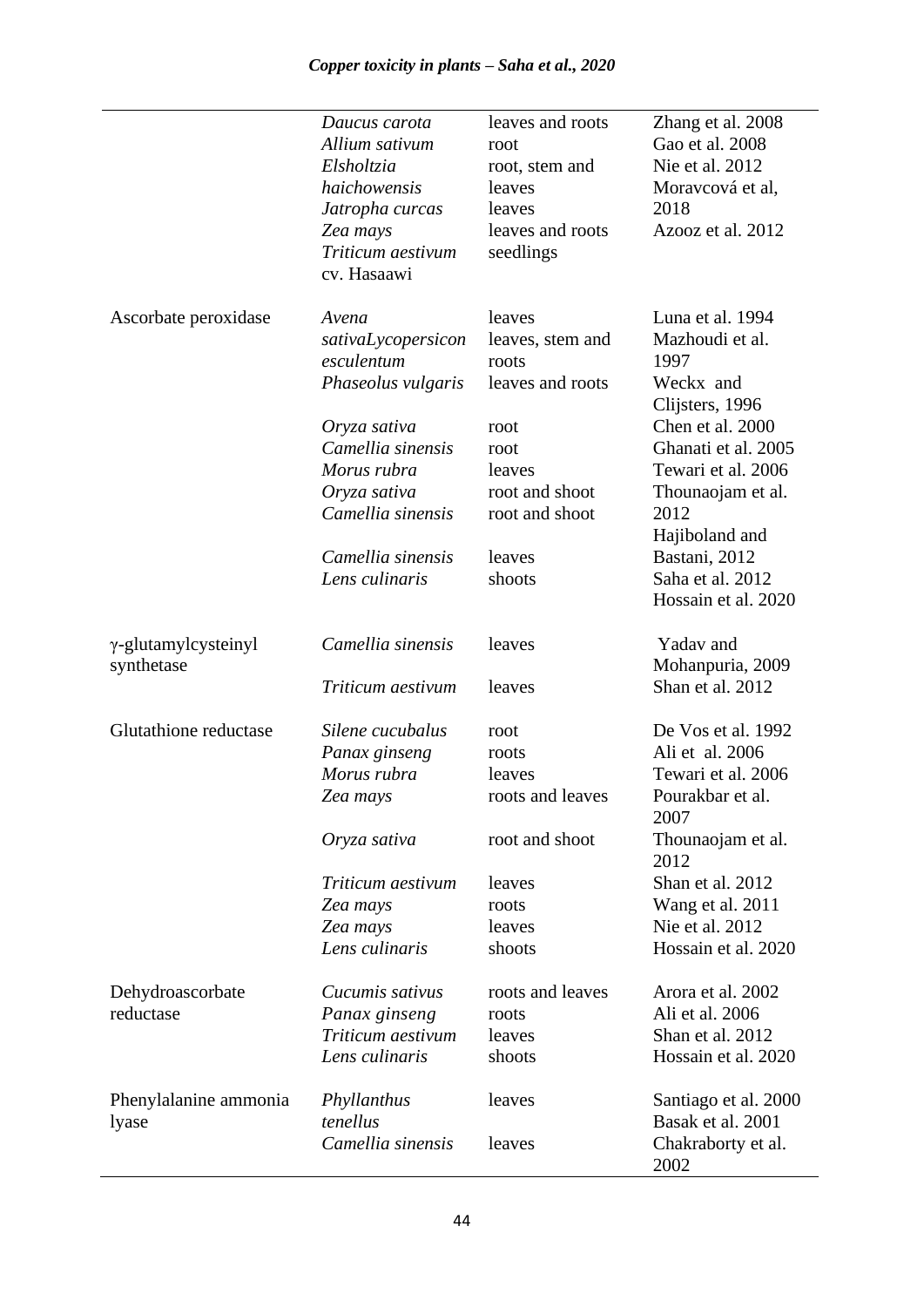|  |  |  |  |
| --- | --- | --- | --- |
|  | *Daucus carota* | leaves and roots | Zhang et al. 2008 |
|  | *Allium sativum* | root | Gao et al. 2008 |
|  | *Elsholtzia haichowensis* | root, stem and leaves | Nie et al. 2012 |
|  | *Jatropha curcas* | leaves | Moravcová et al, 2018 |
|  | *Zea mays* | leaves and roots | Azooz et al. 2012 |
|  | *Triticum aestivum* cv. Hasaawi | seedlings |  |
| Ascorbate peroxidase | *Avena sativaLycopersicon esculentum* | leaves | Luna et al. 1994 |
|  |  | leaves, stem and roots | Mazhoudi et al. 1997 |
|  | *Phaseolus vulgaris* | leaves and roots | Weckx and Clijsters, 1996 |
|  | *Oryza sativa* | root | Chen et al. 2000 |
|  | *Camellia sinensis* | root | Ghanati et al. 2005 |
|  | *Morus rubra* | leaves | Tewari et al. 2006 |
|  | *Oryza sativa* | root and shoot | Thounaojam et al. 2012 |
|  | *Camellia sinensis* | root and shoot | Hajiboland and Bastani, 2012 |
|  | *Camellia sinensis* | leaves | Saha et al. 2012 |
|  | *Lens culinaris* | shoots | Hossain et al. 2020 |
| γ-glutamylcysteinyl synthetase | *Camellia sinensis* | leaves | Yadav and Mohanpuria, 2009 |
|  | *Triticum aestivum* | leaves | Shan et al. 2012 |
| Glutathione reductase | *Silene cucubalus* | root | De Vos et al. 1992 |
|  | *Panax ginseng* | roots | Ali et al. 2006 |
|  | *Morus rubra* | leaves | Tewari et al. 2006 |
|  | *Zea mays* | roots and leaves | Pourakbar et al. 2007 |
|  | *Oryza sativa* | root and shoot | Thounaojam et al. 2012 |
|  | *Triticum aestivum* | leaves | Shan et al. 2012 |
|  | *Zea mays* | roots | Wang et al. 2011 |
|  | *Zea mays* | leaves | Nie et al. 2012 |
|  | *Lens culinaris* | shoots | Hossain et al. 2020 |
| Dehydroascorbate reductase | *Cucumis sativus* | roots and leaves | Arora et al. 2002 |
|  | *Panax ginseng* | roots | Ali et al. 2006 |
|  | *Triticum aestivum* | leaves | Shan et al. 2012 |
|  | *Lens culinaris* | shoots | Hossain et al. 2020 |
| Phenylalanine ammonia lyase | *Phyllanthus tenellus* | leaves | Santiago et al. 2000 |
|  |  |  | Basak et al. 2001 |
|  | *Camellia sinensis* | leaves | Chakraborty et al. 2002 |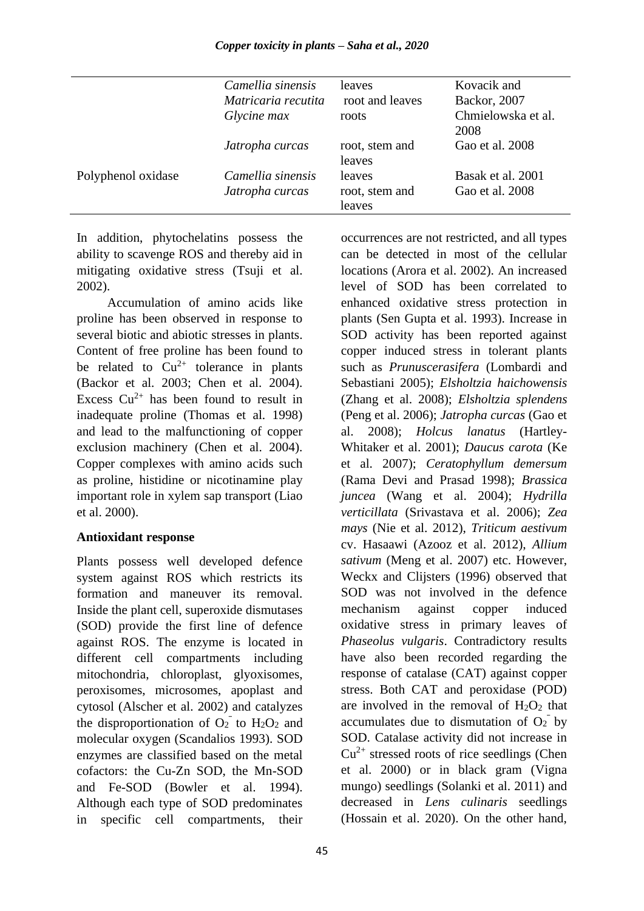| | | | |
|---|---|---|---|
| | *Camellia sinensis* | leaves | Kovacik and |
| | *Matricaria recutita* | root and leaves | Backor, 2007 |
| | *Glycine max* | roots | Chmielowska et al. 2008 |
| | *Jatropha curcas* | root, stem and leaves | Gao et al. 2008 |
| Polyphenol oxidase | *Camellia sinensis* | leaves | Basak et al. 2001 |
| | *Jatropha curcas* | root, stem and leaves | Gao et al. 2008 |

In addition, phytochelatins possess the ability to scavenge ROS and thereby aid in mitigating oxidative stress (Tsuji et al. 2002).

Accumulation of amino acids like proline has been observed in response to several biotic and abiotic stresses in plants. Content of free proline has been found to be related to $Cu^{2+}$ tolerance in plants (Backor et al. 2003; Chen et al. 2004). Excess $Cu^{2+}$ has been found to result in inadequate proline (Thomas et al. 1998) and lead to the malfunctioning of copper exclusion machinery (Chen et al. 2004). Copper complexes with amino acids such as proline, histidine or nicotinamine play important role in xylem sap transport (Liao et al. 2000).

**Antioxidant response**

Plants possess well developed defence system against ROS which restricts its formation and maneuver its removal. Inside the plant cell, superoxide dismutases (SOD) provide the first line of defence against ROS. The enzyme is located in different cell compartments including mitochondria, chloroplast, glyoxisomes, peroxisomes, microsomes, apoplast and cytosol (Alscher et al. 2002) and catalyzes the disproportionation of $O_2^-$ to $H_2O_2$ and molecular oxygen (Scandalios 1993). SOD enzymes are classified based on the metal cofactors: the Cu-Zn SOD, the Mn-SOD and Fe-SOD (Bowler et al. 1994). Although each type of SOD predominates in specific cell compartments, their occurrences are not restricted, and all types can be detected in most of the cellular locations (Arora et al. 2002). An increased level of SOD has been correlated to enhanced oxidative stress protection in plants (Sen Gupta et al. 1993). Increase in SOD activity has been reported against copper induced stress in tolerant plants such as *Prunuscerasifera* (Lombardi and Sebastiani 2005); *Elsholtzia haichowensis* (Zhang et al. 2008); *Elsholtzia splendens* (Peng et al. 2006); *Jatropha curcas* (Gao et al. 2008); *Holcus lanatus* (Hartley-Whitaker et al. 2001); *Daucus carota* (Ke et al. 2007); *Ceratophyllum demersum* (Rama Devi and Prasad 1998); *Brassica juncea* (Wang et al. 2004); *Hydrilla verticillata* (Srivastava et al. 2006); *Zea mays* (Nie et al. 2012), *Triticum aestivum* cv. Hasaawi (Azooz et al. 2012), *Allium sativum* (Meng et al. 2007) etc. However, Weckx and Clijsters (1996) observed that SOD was not involved in the defence mechanism against copper induced oxidative stress in primary leaves of *Phaseolus vulgaris*. Contradictory results have also been recorded regarding the response of catalase (CAT) against copper stress. Both CAT and peroxidase (POD) are involved in the removal of $H_2O_2$ that accumulates due to dismutation of $O_2^-$ by SOD. Catalase activity did not increase in $Cu^{2+}$ stressed roots of rice seedlings (Chen et al. 2000) or in black gram (Vigna mungo) seedlings (Solanki et al. 2011) and decreased in *Lens culinaris* seedlings (Hossain et al. 2020). On the other hand,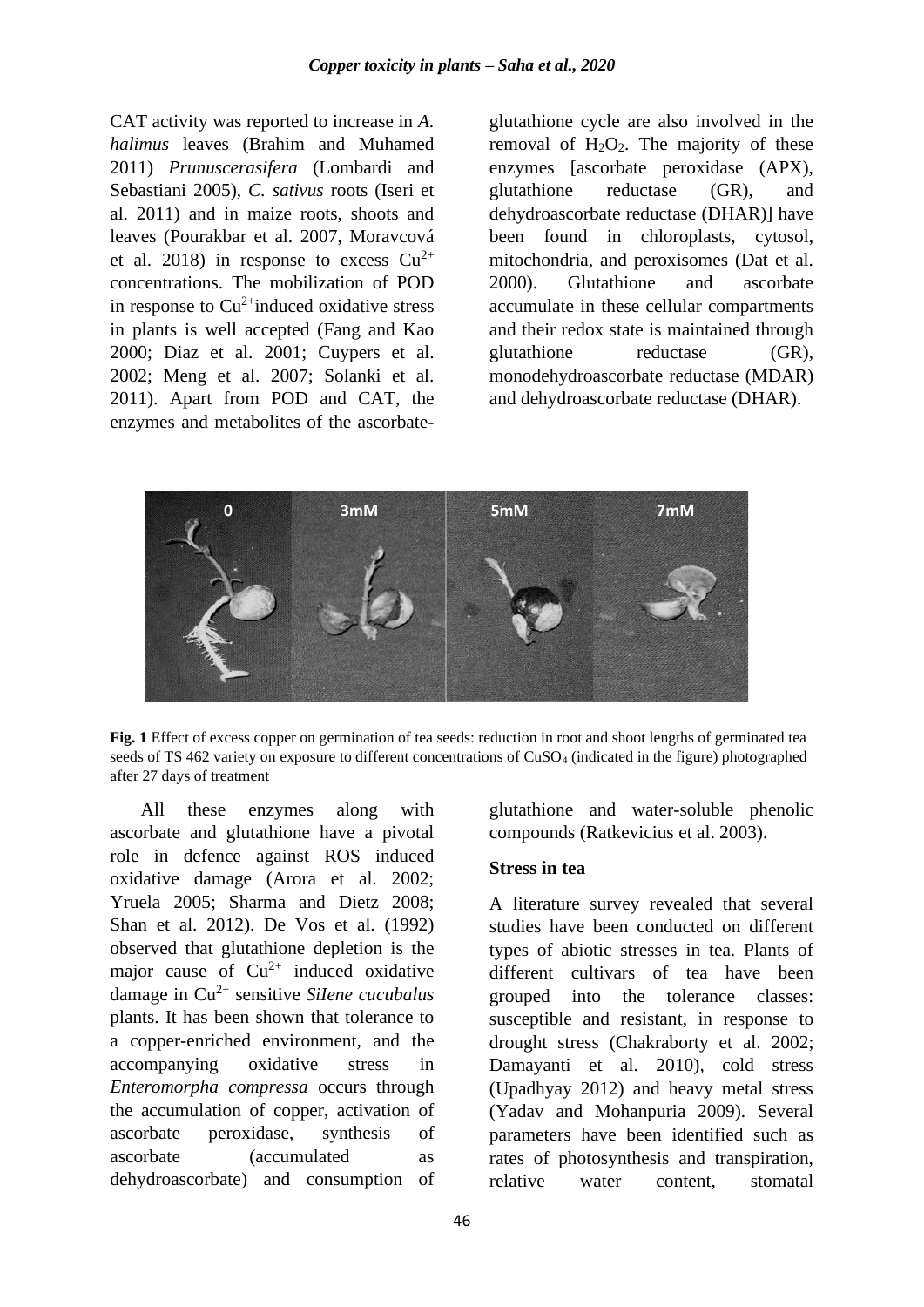CAT activity was reported to increase in *A. halimus* leaves (Brahim and Muhamed 2011) *Prunuscerasifera* (Lombardi and Sebastiani 2005), *C. sativus* roots (Iseri et al. 2011) and in maize roots, shoots and leaves (Pourakbar et al. 2007, Moravcová et al. 2018) in response to excess $Cu^{2+}$ concentrations. The mobilization of POD in response to $Cu^{2+}$induced oxidative stress in plants is well accepted (Fang and Kao 2000; Diaz et al. 2001; Cuypers et al. 2002; Meng et al. 2007; Solanki et al. 2011). Apart from POD and CAT, the enzymes and metabolites of the ascorbate-glutathione cycle are also involved in the removal of $H_2O_2$. The majority of these enzymes [ascorbate peroxidase (APX), glutathione reductase (GR), and dehydroascorbate reductase (DHAR)] have been found in chloroplasts, cytosol, mitochondria, and peroxisomes (Dat et al. 2000). Glutathione and ascorbate accumulate in these cellular compartments and their redox state is maintained through glutathione reductase (GR), monodehydroascorbate reductase (MDAR) and dehydroascorbate reductase (DHAR).

**Fig. 1** Effect of excess copper on germination of tea seeds: reduction in root and shoot lengths of germinated tea seeds of TS 462 variety on exposure to different concentrations of $CuSO_4$ (indicated in the figure) photographed after 27 days of treatment

All these enzymes along with ascorbate and glutathione have a pivotal role in defence against ROS induced oxidative damage (Arora et al. 2002; Yruela 2005; Sharma and Dietz 2008; Shan et al. 2012). De Vos et al. (1992) observed that glutathione depletion is the major cause of $Cu^{2+}$ induced oxidative damage in $Cu^{2+}$ sensitive *SiIene cucubalus* plants. It has been shown that tolerance to a copper-enriched environment, and the accompanying oxidative stress in *Enteromorpha compressa* occurs through the accumulation of copper, activation of ascorbate peroxidase, synthesis of ascorbate (accumulated as dehydroascorbate) and consumption of glutathione and water-soluble phenolic compounds (Ratkevicius et al. 2003).

**Stress in tea**

A literature survey revealed that several studies have been conducted on different types of abiotic stresses in tea. Plants of different cultivars of tea have been grouped into the tolerance classes: susceptible and resistant, in response to drought stress (Chakraborty et al. 2002; Damayanti et al. 2010), cold stress (Upadhyay 2012) and heavy metal stress (Yadav and Mohanpuria 2009). Several parameters have been identified such as rates of photosynthesis and transpiration, relative water content, stomatal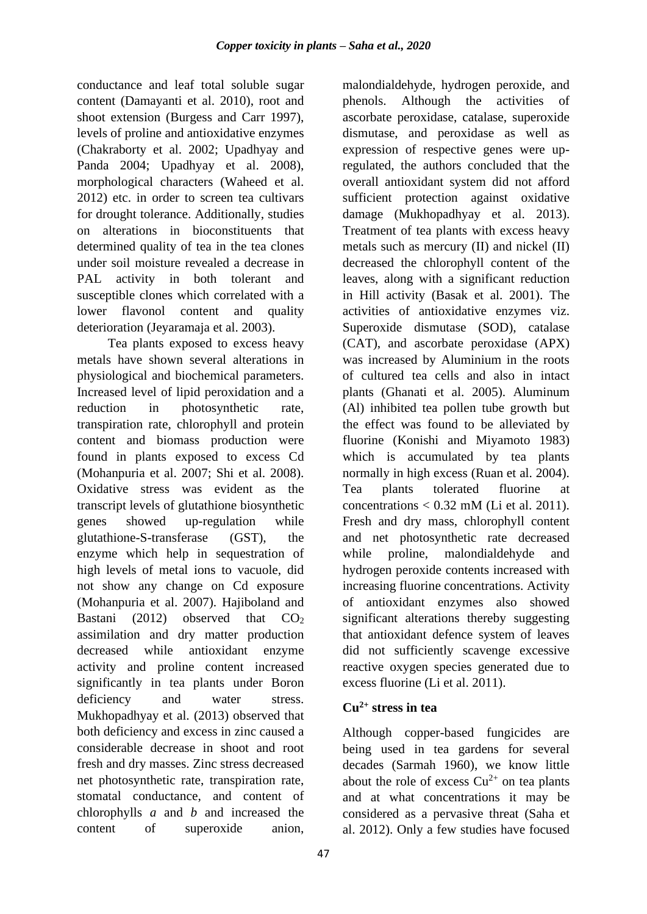conductance and leaf total soluble sugar content (Damayanti et al. 2010), root and shoot extension (Burgess and Carr 1997), levels of proline and antioxidative enzymes (Chakraborty et al. 2002; Upadhyay and Panda 2004; Upadhyay et al. 2008), morphological characters (Waheed et al. 2012) etc. in order to screen tea cultivars for drought tolerance. Additionally, studies on alterations in bioconstituents that determined quality of tea in the tea clones under soil moisture revealed a decrease in PAL activity in both tolerant and susceptible clones which correlated with a lower flavonol content and quality deterioration (Jeyaramaja et al. 2003).

Tea plants exposed to excess heavy metals have shown several alterations in physiological and biochemical parameters. Increased level of lipid peroxidation and a reduction in photosynthetic rate, transpiration rate, chlorophyll and protein content and biomass production were found in plants exposed to excess Cd (Mohanpuria et al. 2007; Shi et al. 2008). Oxidative stress was evident as the transcript levels of glutathione biosynthetic genes showed up-regulation while glutathione-S-transferase (GST), the enzyme which help in sequestration of high levels of metal ions to vacuole, did not show any change on Cd exposure (Mohanpuria et al. 2007). Hajiboland and Bastani (2012) observed that $CO_2$ assimilation and dry matter production decreased while antioxidant enzyme activity and proline content increased significantly in tea plants under Boron deficiency and water stress. Mukhopadhyay et al. (2013) observed that both deficiency and excess in zinc caused a considerable decrease in shoot and root fresh and dry masses. Zinc stress decreased net photosynthetic rate, transpiration rate, stomatal conductance, and content of chlorophylls *a* and *b* and increased the content of superoxide anion, malondialdehyde, hydrogen peroxide, and phenols. Although the activities of ascorbate peroxidase, catalase, superoxide dismutase, and peroxidase as well as expression of respective genes were up-regulated, the authors concluded that the overall antioxidant system did not afford sufficient protection against oxidative damage (Mukhopadhyay et al. 2013). Treatment of tea plants with excess heavy metals such as mercury (II) and nickel (II) decreased the chlorophyll content of the leaves, along with a significant reduction in Hill activity (Basak et al. 2001). The activities of antioxidative enzymes viz. Superoxide dismutase (SOD), catalase (CAT), and ascorbate peroxidase (APX) was increased by Aluminium in the roots of cultured tea cells and also in intact plants (Ghanati et al. 2005). Aluminum (Al) inhibited tea pollen tube growth but the effect was found to be alleviated by fluorine (Konishi and Miyamoto 1983) which is accumulated by tea plants normally in high excess (Ruan et al. 2004). Tea plants tolerated fluorine at concentrations $< 0.32$ mM (Li et al. 2011). Fresh and dry mass, chlorophyll content and net photosynthetic rate decreased while proline, malondialdehyde and hydrogen peroxide contents increased with increasing fluorine concentrations. Activity of antioxidant enzymes also showed significant alterations thereby suggesting that antioxidant defence system of leaves did not sufficiently scavenge excessive reactive oxygen species generated due to excess fluorine (Li et al. 2011).

## $Cu^{2+}$ stress in tea

Although copper-based fungicides are being used in tea gardens for several decades (Sarmah 1960), we know little about the role of excess $Cu^{2+}$ on tea plants and at what concentrations it may be considered as a pervasive threat (Saha et al. 2012). Only a few studies have focused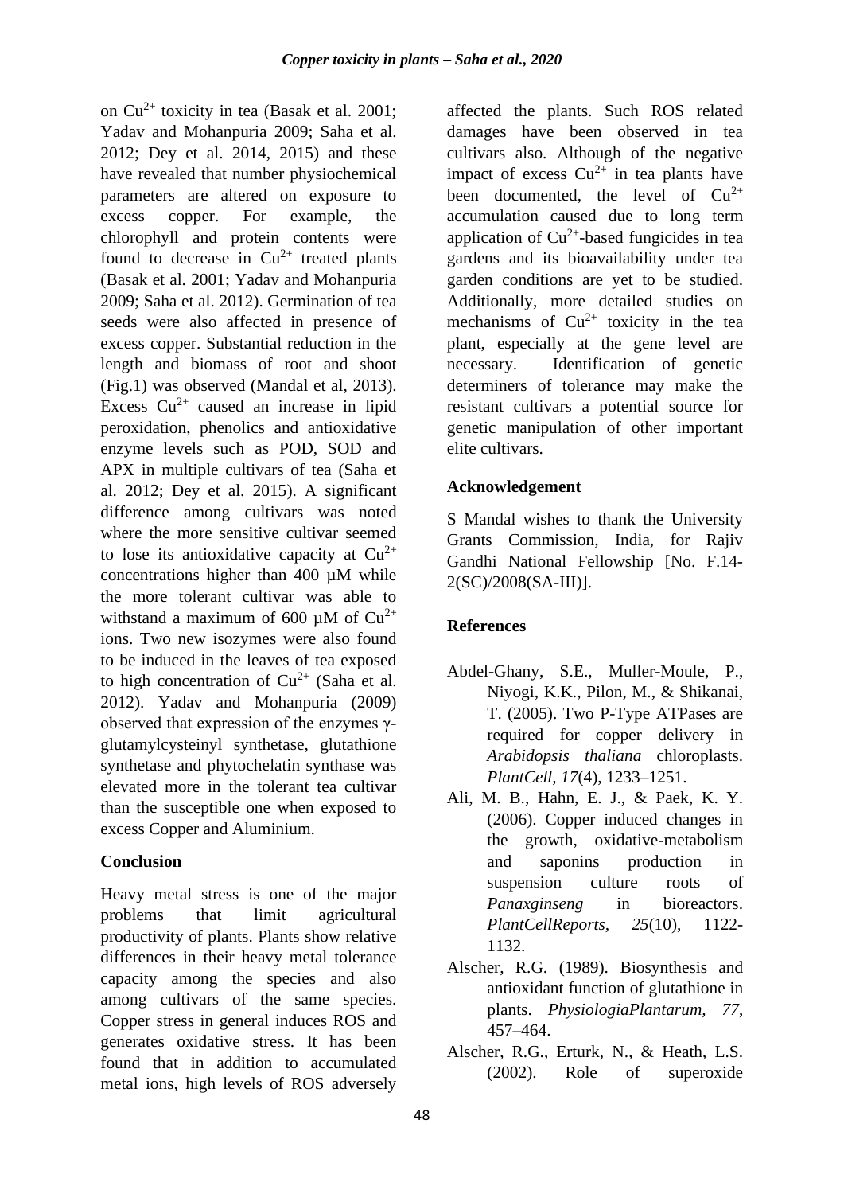on $Cu^{2+}$ toxicity in tea (Basak et al. 2001; Yadav and Mohanpuria 2009; Saha et al. 2012; Dey et al. 2014, 2015) and these have revealed that number physiochemical parameters are altered on exposure to excess copper. For example, the chlorophyll and protein contents were found to decrease in $Cu^{2+}$ treated plants (Basak et al. 2001; Yadav and Mohanpuria 2009; Saha et al. 2012). Germination of tea seeds were also affected in presence of excess copper. Substantial reduction in the length and biomass of root and shoot (Fig.1) was observed (Mandal et al, 2013). Excess $Cu^{2+}$ caused an increase in lipid peroxidation, phenolics and antioxidative enzyme levels such as POD, SOD and APX in multiple cultivars of tea (Saha et al. 2012; Dey et al. 2015). A significant difference among cultivars was noted where the more sensitive cultivar seemed to lose its antioxidative capacity at $Cu^{2+}$ concentrations higher than 400 µM while the more tolerant cultivar was able to withstand a maximum of 600 µM of $Cu^{2+}$ ions. Two new isozymes were also found to be induced in the leaves of tea exposed to high concentration of $Cu^{2+}$ (Saha et al. 2012). Yadav and Mohanpuria (2009) observed that expression of the enzymes γ-glutamylcysteinyl synthetase, glutathione synthetase and phytochelatin synthase was elevated more in the tolerant tea cultivar than the susceptible one when exposed to excess Copper and Aluminium.

## Conclusion

Heavy metal stress is one of the major problems that limit agricultural productivity of plants. Plants show relative differences in their heavy metal tolerance capacity among the species and also among cultivars of the same species. Copper stress in general induces ROS and generates oxidative stress. It has been found that in addition to accumulated metal ions, high levels of ROS adversely affected the plants. Such ROS related damages have been observed in tea cultivars also. Although of the negative impact of excess $Cu^{2+}$ in tea plants have been documented, the level of $Cu^{2+}$ accumulation caused due to long term application of $Cu^{2+}$-based fungicides in tea gardens and its bioavailability under tea garden conditions are yet to be studied. Additionally, more detailed studies on mechanisms of $Cu^{2+}$ toxicity in the tea plant, especially at the gene level are necessary. Identification of genetic determiners of tolerance may make the resistant cultivars a potential source for genetic manipulation of other important elite cultivars.

## Acknowledgement

S Mandal wishes to thank the University Grants Commission, India, for Rajiv Gandhi National Fellowship [No. F.14-2(SC)/2008(SA-III)].

## References

Abdel-Ghany, S.E., Muller-Moule, P., Niyogi, K.K., Pilon, M., & Shikanai, T. (2005). Two P-Type ATPases are required for copper delivery in *Arabidopsis thaliana* chloroplasts. *PlantCell, 17*(4), 1233–1251.

Ali, M. B., Hahn, E. J., & Paek, K. Y. (2006). Copper induced changes in the growth, oxidative-metabolism and saponins production in suspension culture roots of *Panaxginseng* in bioreactors. *PlantCellReports, 25*(10), 1122-1132.

Alscher, R.G. (1989). Biosynthesis and antioxidant function of glutathione in plants. *PhysiologiaPlantarum, 77*, 457–464.

Alscher, R.G., Erturk, N., & Heath, L.S. (2002). Role of superoxide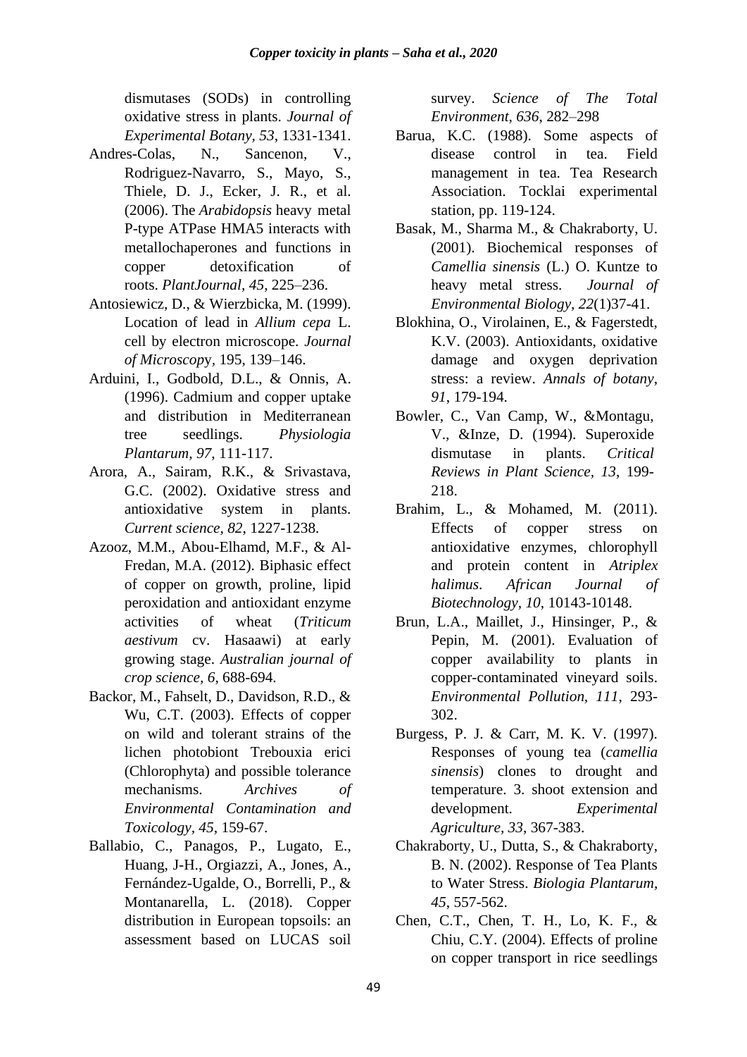dismutases (SODs) in controlling oxidative stress in plants. *Journal of Experimental Botany*, *53*, 1331-1341.

Andres-Colas, N., Sancenon, V., Rodriguez-Navarro, S., Mayo, S., Thiele, D. J., Ecker, J. R., et al. (2006). The *Arabidopsis* heavy metal P-type ATPase HMA5 interacts with metallochaperones and functions in copper detoxification of roots. *PlantJournal*, *45*, 225–236.

Antosiewicz, D., & Wierzbicka, M. (1999). Location of lead in *Allium cepa* L. cell by electron microscope. *Journal of Microscopy*, 195, 139–146.

Arduini, I., Godbold, D.L., & Onnis, A. (1996). Cadmium and copper uptake and distribution in Mediterranean tree seedlings. *Physiologia Plantarum, 97*, 111-117.

Arora, A., Sairam, R.K., & Srivastava, G.C. (2002). Oxidative stress and antioxidative system in plants. *Current science, 82*, 1227-1238.

Azooz, M.M., Abou-Elhamd, M.F., & Al-Fredan, M.A. (2012). Biphasic effect of copper on growth, proline, lipid peroxidation and antioxidant enzyme activities of wheat (*Triticum aestivum* cv. Hasaawi) at early growing stage. *Australian journal of crop science, 6*, 688-694.

Backor, M., Fahselt, D., Davidson, R.D., & Wu, C.T. (2003). Effects of copper on wild and tolerant strains of the lichen photobiont Trebouxia erici (Chlorophyta) and possible tolerance mechanisms. *Archives of Environmental Contamination and Toxicology, 45*, 159-67.

Ballabio, C., Panagos, P., Lugato, E., Huang, J-H., Orgiazzi, A., Jones, A., Fernández-Ugalde, O., Borrelli, P., & Montanarella, L. (2018). Copper distribution in European topsoils: an assessment based on LUCAS soil survey. *Science of The Total Environment, 636*, 282–298

Barua, K.C. (1988). Some aspects of disease control in tea. Field management in tea. Tea Research Association. Tocklai experimental station, pp. 119-124.

Basak, M., Sharma M., & Chakraborty, U. (2001). Biochemical responses of *Camellia sinensis* (L.) O. Kuntze to heavy metal stress. *Journal of Environmental Biology, 22*(1)37-41.

Blokhina, O., Virolainen, E., & Fagerstedt, K.V. (2003). Antioxidants, oxidative damage and oxygen deprivation stress: a review. *Annals of botany, 91*, 179-194.

Bowler, C., Van Camp, W., &Montagu, V., &Inze, D. (1994). Superoxide dismutase in plants. *Critical Reviews in Plant Science, 13*, 199-218.

Brahim, L., & Mohamed, M. (2011). Effects of copper stress on antioxidative enzymes, chlorophyll and protein content in *Atriplex halimus*. *African Journal of Biotechnology, 10*, 10143-10148.

Brun, L.A., Maillet, J., Hinsinger, P., & Pepin, M. (2001). Evaluation of copper availability to plants in copper-contaminated vineyard soils. *Environmental Pollution, 111*, 293-302.

Burgess, P. J. & Carr, M. K. V. (1997). Responses of young tea (*camellia sinensis*) clones to drought and temperature. 3. shoot extension and development. *Experimental Agriculture, 33*, 367-383.

Chakraborty, U., Dutta, S., & Chakraborty, B. N. (2002). Response of Tea Plants to Water Stress. *Biologia Plantarum, 45*, 557-562.

Chen, C.T., Chen, T. H., Lo, K. F., & Chiu, C.Y. (2004). Effects of proline on copper transport in rice seedlings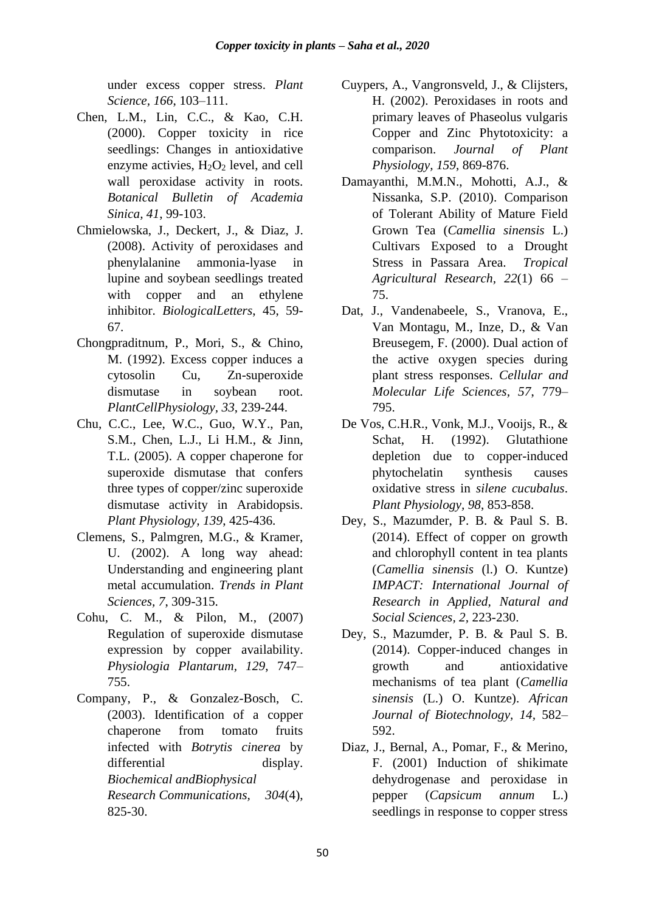under excess copper stress. *Plant Science*, *166*, 103–111.

Chen, L.M., Lin, C.C., & Kao, C.H. (2000). Copper toxicity in rice seedlings: Changes in antioxidative enzyme activies, $H_2O_2$ level, and cell wall peroxidase activity in roots. *Botanical Bulletin of Academia Sinica, 41*, 99-103.

Chmielowska, J., Deckert, J., & Diaz, J. (2008). Activity of peroxidases and phenylalanine ammonia-lyase in lupine and soybean seedlings treated with copper and an ethylene inhibitor. *BiologicalLetters*, 45, 59-67.

Chongpraditnum, P., Mori, S., & Chino, M. (1992). Excess copper induces a cytosolin Cu, Zn-superoxide dismutase in soybean root. *PlantCellPhysiology, 33*, 239-244.

Chu, C.C., Lee, W.C., Guo, W.Y., Pan, S.M., Chen, L.J., Li H.M., & Jinn, T.L. (2005). A copper chaperone for superoxide dismutase that confers three types of copper/zinc superoxide dismutase activity in Arabidopsis. *Plant Physiology, 139*, 425-436.

Clemens, S., Palmgren, M.G., & Kramer, U. (2002). A long way ahead: Understanding and engineering plant metal accumulation. *Trends in Plant Sciences, 7*, 309-315.

Cohu, C. M., & Pilon, M., (2007) Regulation of superoxide dismutase expression by copper availability. *Physiologia Plantarum, 129*, 747–755.

Company, P., & Gonzalez-Bosch, C. (2003). Identification of a copper chaperone from tomato fruits infected with *Botrytis cinerea* by differential display. *Biochemical andBiophysical Research Communications, 304*(4), 825-30.

Cuypers, A., Vangronsveld, J., & Clijsters, H. (2002). Peroxidases in roots and primary leaves of Phaseolus vulgaris Copper and Zinc Phytotoxicity: a comparison. *Journal of Plant Physiology, 159*, 869-876.

Damayanthi, M.M.N., Mohotti, A.J., & Nissanka, S.P. (2010). Comparison of Tolerant Ability of Mature Field Grown Tea (*Camellia sinensis* L.) Cultivars Exposed to a Drought Stress in Passara Area. *Tropical Agricultural Research, 22*(1) 66 – 75.

Dat, J., Vandenabeele, S., Vranova, E., Van Montagu, M., Inze, D., & Van Breusegem, F. (2000). Dual action of the active oxygen species during plant stress responses. *Cellular and Molecular Life Sciences, 57*, 779–795.

De Vos, C.H.R., Vonk, M.J., Vooijs, R., & Schat, H. (1992). Glutathione depletion due to copper-induced phytochelatin synthesis causes oxidative stress in *silene cucubalus*. *Plant Physiology, 98*, 853-858.

Dey, S., Mazumder, P. B. & Paul S. B. (2014). Effect of copper on growth and chlorophyll content in tea plants (*Camellia sinensis* (l.) O. Kuntze) *IMPACT: International Journal of Research in Applied, Natural and Social Sciences, 2*, 223-230.

Dey, S., Mazumder, P. B. & Paul S. B. (2014). Copper-induced changes in growth and antioxidative mechanisms of tea plant (*Camellia sinensis* (L.) O. Kuntze). *African Journal of Biotechnology, 14*, 582–592.

Diaz, J., Bernal, A., Pomar, F., & Merino, F. (2001) Induction of shikimate dehydrogenase and peroxidase in pepper (*Capsicum annum* L.) seedlings in response to copper stress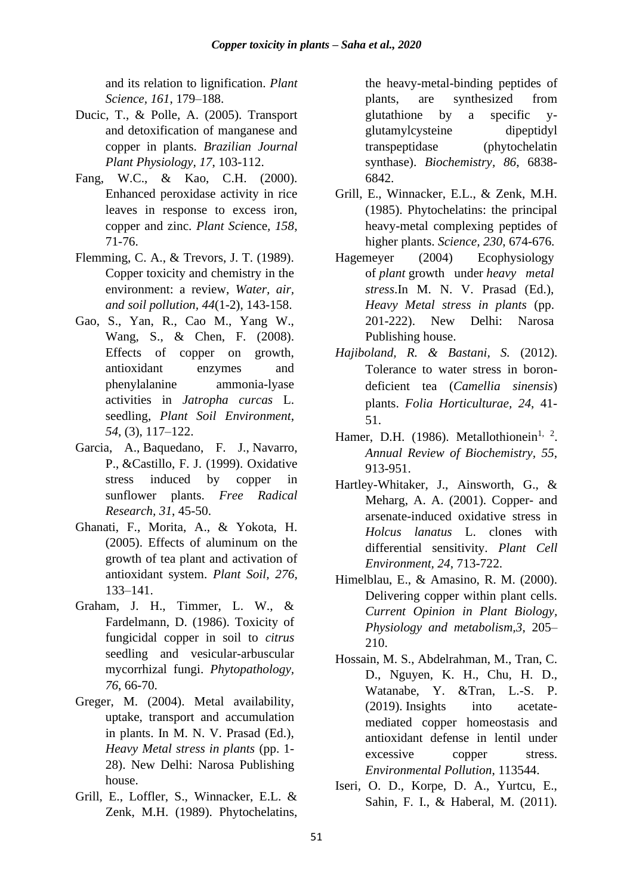and its relation to lignification. *Plant Science*, *161*, 179–188.

Ducic, T., & Polle, A. (2005). Transport and detoxification of manganese and copper in plants. *Brazilian Journal Plant Physiology, 17*, 103-112.

Fang, W.C., & Kao, C.H. (2000). Enhanced peroxidase activity in rice leaves in response to excess iron, copper and zinc. *Plant Sci*ence*, 158*, 71-76.

Flemming, C. A., & Trevors, J. T. (1989). Copper toxicity and chemistry in the environment: a review, *Water, air, and soil pollution, 44*(1-2), 143-158.

Gao, S., Yan, R., Cao M., Yang W., Wang, S., & Chen, F. (2008). Effects of copper on growth, antioxidant enzymes and phenylalanine ammonia-lyase activities in *Jatropha curcas* L. seedling, *Plant Soil Environment, 54*, (3), 117–122.

Garcia, A., Baquedano, F. J., Navarro, P., &Castillo, F. J. (1999). Oxidative stress induced by copper in sunflower plants. *Free Radical Research, 31*, 45-50.

Ghanati, F., Morita, A., & Yokota, H. (2005). Effects of aluminum on the growth of tea plant and activation of antioxidant system. *Plant Soil, 276*, 133–141.

Graham, J. H., Timmer, L. W., & Fardelmann, D. (1986). Toxicity of fungicidal copper in soil to *citrus* seedling and vesicular-arbuscular mycorrhizal fungi. *Phytopathology, 76*, 66-70.

Greger, M. (2004). Metal availability, uptake, transport and accumulation in plants. In M. N. V. Prasad (Ed.), *Heavy Metal stress in plants* (pp. 1-28). New Delhi: Narosa Publishing house.

Grill, E., Loffler, S., Winnacker, E.L. & Zenk, M.H. (1989). Phytochelatins, the heavy-metal-binding peptides of plants, are synthesized from glutathione by a specific y-glutamylcysteine dipeptidyl transpeptidase (phytochelatin synthase). *Biochemistry, 86*, 6838-6842.

Grill, E., Winnacker, E.L., & Zenk, M.H. (1985). Phytochelatins: the principal heavy-metal complexing peptides of higher plants. *Science, 230*, 674-676.

Hagemeyer (2004) Ecophysiology of *plant* growth under *heavy metal stress*.In M. N. V. Prasad (Ed.), *Heavy Metal stress in plants* (pp. 201-222). New Delhi: Narosa Publishing house.

*Hajiboland, R. & Bastani, S.* (2012). Tolerance to water stress in boron-deficient tea (*Camellia sinensis*) plants. *Folia Horticulturae, 24*, 41-51.

Hamer, D.H. (1986). Metallothionein[1, 2]. *Annual Review of Biochemistry, 55*, 913-951.

Hartley-Whitaker, J., Ainsworth, G., & Meharg, A. A. (2001). Copper- and arsenate-induced oxidative stress in *Holcus lanatus* L. clones with differential sensitivity. *Plant Cell Environment, 24*, 713-722.

Himelblau, E., & Amasino, R. M. (2000). Delivering copper within plant cells. *Current Opinion in Plant Biology, Physiology and metabolism,3*, 205–210.

Hossain, M. S., Abdelrahman, M., Tran, C. D., Nguyen, K. H., Chu, H. D., Watanabe, Y. &Tran, L.-S. P. (2019). Insights into acetate-mediated copper homeostasis and antioxidant defense in lentil under excessive copper stress. *Environmental Pollution*, 113544.

Iseri, O. D., Korpe, D. A., Yurtcu, E., Sahin, F. I., & Haberal, M. (2011).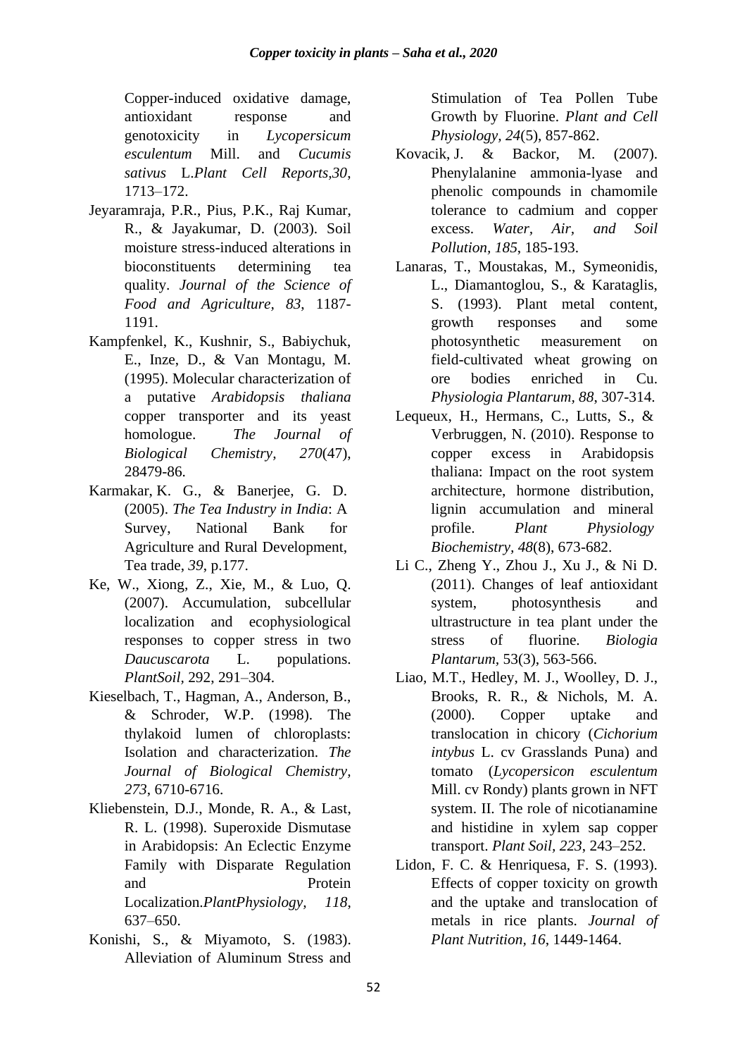Copper-induced oxidative damage, antioxidant response and genotoxicity in *Lycopersicum esculentum* Mill. and *Cucumis sativus* L.*Plant Cell Reports,30,* 1713–172.

Jeyaramraja, P.R., Pius, P.K., Raj Kumar, R., & Jayakumar, D. (2003). Soil moisture stress-induced alterations in bioconstituents determining tea quality. *Journal of the Science of Food and Agriculture, 83,* 1187-1191.

Kampfenkel, K., Kushnir, S., Babiychuk, E., Inze, D., & Van Montagu, M. (1995). Molecular characterization of a putative *Arabidopsis thaliana* copper transporter and its yeast homologue. *The Journal of Biological Chemistry, 270*(47), 28479-86.

Karmakar, K. G., & Banerjee, G. D. (2005). *The Tea Industry in India*: A Survey, National Bank for Agriculture and Rural Development, Tea trade, *39*, p.177.

Ke, W., Xiong, Z., Xie, M., & Luo, Q. (2007). Accumulation, subcellular localization and ecophysiological responses to copper stress in two *Daucuscarota* L. populations. *PlantSoil*, 292, 291–304.

Kieselbach, T., Hagman, A., Anderson, B., & Schroder, W.P. (1998). The thylakoid lumen of chloroplasts: Isolation and characterization. *The Journal of Biological Chemistry, 273*, 6710-6716.

Kliebenstein, D.J., Monde, R. A., & Last, R. L. (1998). Superoxide Dismutase in Arabidopsis: An Eclectic Enzyme Family with Disparate Regulation and Protein Localization.*PlantPhysiology, 118*, 637–650.

Konishi, S., & Miyamoto, S. (1983). Alleviation of Aluminum Stress and Stimulation of Tea Pollen Tube Growth by Fluorine. *Plant and Cell Physiology, 24*(5), 857-862.

Kovacik, J. & Backor, M. (2007). Phenylalanine ammonia-lyase and phenolic compounds in chamomile tolerance to cadmium and copper excess. *Water, Air, and Soil Pollution, 185*, 185-193.

Lanaras, T., Moustakas, M., Symeonidis, L., Diamantoglou, S., & Karataglis, S. (1993). Plant metal content, growth responses and some photosynthetic measurement on field-cultivated wheat growing on ore bodies enriched in Cu. *Physiologia Plantarum, 88*, 307-314.

Lequeux, H., Hermans, C., Lutts, S., & Verbruggen, N. (2010). Response to copper excess in Arabidopsis thaliana: Impact on the root system architecture, hormone distribution, lignin accumulation and mineral profile. *Plant Physiology Biochemistry, 48*(8), 673-682.

Li C., Zheng Y., Zhou J., Xu J., & Ni D. (2011). Changes of leaf antioxidant system, photosynthesis and ultrastructure in tea plant under the stress of fluorine. *Biologia Plantarum*, 53(3), 563-566.

Liao, M.T., Hedley, M. J., Woolley, D. J., Brooks, R. R., & Nichols, M. A. (2000). Copper uptake and translocation in chicory (*Cichorium intybus* L. cv Grasslands Puna) and tomato (*Lycopersicon esculentum* Mill. cv Rondy) plants grown in NFT system. II. The role of nicotianamine and histidine in xylem sap copper transport. *Plant Soil, 223*, 243–252.

Lidon, F. C. & Henriquesa, F. S. (1993). Effects of copper toxicity on growth and the uptake and translocation of metals in rice plants. *Journal of Plant Nutrition, 16*, 1449-1464.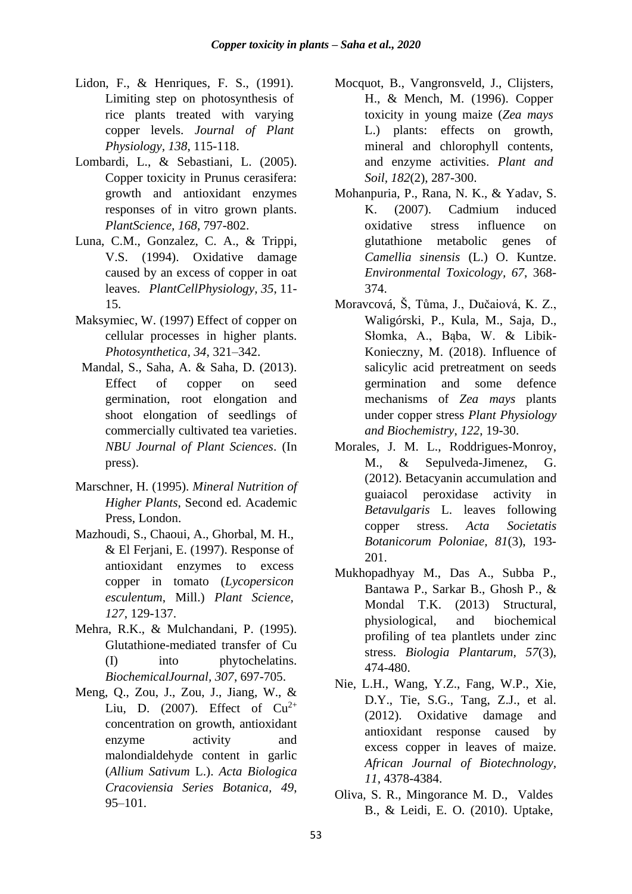Lidon, F., & Henriques, F. S., (1991). Limiting step on photosynthesis of rice plants treated with varying copper levels. *Journal of Plant Physiology, 138*, 115-118.

Lombardi, L., & Sebastiani, L. (2005). Copper toxicity in Prunus cerasifera: growth and antioxidant enzymes responses of in vitro grown plants. *PlantScience, 168*, 797-802.

Luna, C.M., Gonzalez, C. A., & Trippi, V.S. (1994). Oxidative damage caused by an excess of copper in oat leaves. *PlantCellPhysiology, 35*, 11-15.

Maksymiec, W. (1997) Effect of copper on cellular processes in higher plants. *Photosynthetica, 34*, 321–342.

Mandal, S., Saha, A. & Saha, D. (2013). Effect of copper on seed germination, root elongation and shoot elongation of seedlings of commercially cultivated tea varieties. *NBU Journal of Plant Sciences*. (In press).

Marschner, H. (1995). *Mineral Nutrition of Higher Plants*, Second ed. Academic Press, London.

Mazhoudi, S., Chaoui, A., Ghorbal, M. H., & El Ferjani, E. (1997). Response of antioxidant enzymes to excess copper in tomato (*Lycopersicon esculentum*, Mill.) *Plant Science, 127*, 129-137.

Mehra, R.K., & Mulchandani, P. (1995). Glutathione-mediated transfer of Cu (I) into phytochelatins. *BiochemicalJournal, 307*, 697-705.

Meng, Q., Zou, J., Zou, J., Jiang, W., & Liu, D. (2007). Effect of $Cu^{2+}$ concentration on growth, antioxidant enzyme activity and malondialdehyde content in garlic (*Allium Sativum* L.). *Acta Biologica Cracoviensia Series Botanica, 49*, 95–101.

Mocquot, B., Vangronsveld, J., Clijsters, H., & Mench, M. (1996). Copper toxicity in young maize (*Zea mays* L.) plants: effects on growth, mineral and chlorophyll contents, and enzyme activities. *Plant and Soil*, *182*(2), 287-300.

Mohanpuria, P., Rana, N. K., & Yadav, S. K. (2007). Cadmium induced oxidative stress influence on glutathione metabolic genes of *Camellia sinensis* (L.) O. Kuntze. *Environmental Toxicology, 67*, 368-374.

Moravcová, Š, Tůma, J., Dučaiová, K. Z., Waligórski, P., Kula, M., Saja, D., Słomka, A., Bąba, W. & Libik-Konieczny, M. (2018). Influence of salicylic acid pretreatment on seeds germination and some defence mechanisms of *Zea mays* plants under copper stress *Plant Physiology and Biochemistry, 122*, 19-30.

Morales, J. M. L., Roddrigues-Monroy, M., & Sepulveda-Jimenez, G. (2012). Betacyanin accumulation and guaiacol peroxidase activity in *Betavulgaris* L. leaves following copper stress. *Acta Societatis Botanicorum Poloniae, 81*(3), 193-201.

Mukhopadhyay M., Das A., Subba P., Bantawa P., Sarkar B., Ghosh P., & Mondal T.K. (2013) Structural, physiological, and biochemical profiling of tea plantlets under zinc stress. *Biologia Plantarum, 57*(3), 474-480.

Nie, L.H., Wang, Y.Z., Fang, W.P., Xie, D.Y., Tie, S.G., Tang, Z.J., et al. (2012). Oxidative damage and antioxidant response caused by excess copper in leaves of maize. *African Journal of Biotechnology, 11*, 4378-4384.

Oliva, S. R., Mingorance M. D., Valdes B., & Leidi, E. O. (2010). Uptake,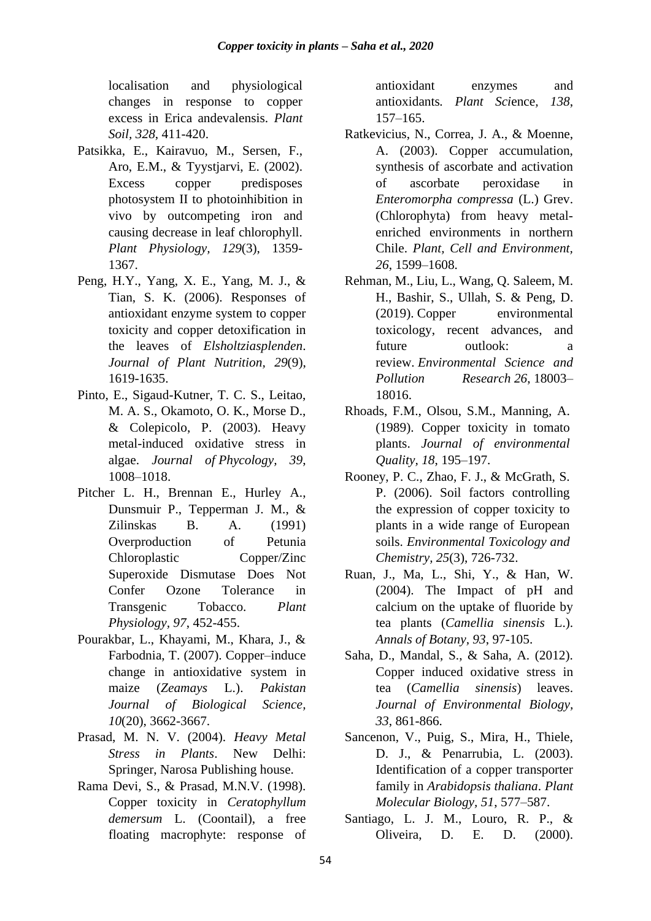localisation and physiological changes in response to copper excess in Erica andevalensis. *Plant Soil*, *328*, 411-420.

Patsikka, E., Kairavuo, M., Sersen, F., Aro, E.M., & Tyystjarvi, E. (2002). Excess copper predisposes photosystem II to photoinhibition in vivo by outcompeting iron and causing decrease in leaf chlorophyll. *Plant Physiology, 129*(3), 1359-1367.

Peng, H.Y., Yang, X. E., Yang, M. J., & Tian, S. K. (2006). Responses of antioxidant enzyme system to copper toxicity and copper detoxification in the leaves of *Elsholtziasplenden*. *Journal of Plant Nutrition*, *29*(9), 1619-1635.

Pinto, E., Sigaud-Kutner, T. C. S., Leitao, M. A. S., Okamoto, O. K., Morse D., & Colepicolo, P. (2003). Heavy metal-induced oxidative stress in algae. *Journal of Phycology*, *39*, 1008–1018.

Pitcher L. H., Brennan E., Hurley A., Dunsmuir P., Tepperman J. M., & Zilinskas B. A. (1991) Overproduction of Petunia Chloroplastic Copper/Zinc Superoxide Dismutase Does Not Confer Ozone Tolerance in Transgenic Tobacco. *Plant Physiology, 97*, 452-455.

Pourakbar, L., Khayami, M., Khara, J., & Farbodnia, T. (2007). Copper–induce change in antioxidative system in maize (*Zeamays* L.). *Pakistan Journal of Biological Science*, *10*(20), 3662-3667.

Prasad, M. N. V. (2004). *Heavy Metal Stress in Plants*. New Delhi: Springer, Narosa Publishing house.

Rama Devi, S., & Prasad, M.N.V. (1998). Copper toxicity in *Ceratophyllum demersum* L. (Coontail), a free floating macrophyte: response of antioxidant enzymes and antioxidants*. Plant Sci*ence*, 138*, 157–165.

Ratkevicius, N., Correa, J. A., & Moenne, A. (2003). Copper accumulation, synthesis of ascorbate and activation of ascorbate peroxidase in *Enteromorpha compressa* (L.) Grev. (Chlorophyta) from heavy metal-enriched environments in northern Chile. *Plant, Cell and Environment*, *26*, 1599–1608.

Rehman, M., Liu, L., Wang, Q. Saleem, M. H., Bashir, S., Ullah, S. & Peng, D. (2019). Copper environmental toxicology, recent advances, and future outlook: a review. *Environmental Science and Pollution Research 26*, 18003–18016.

Rhoads, F.M., Olsou, S.M., Manning, A. (1989). Copper toxicity in tomato plants. *Journal of environmental Quality*, *18*, 195–197.

Rooney, P. C., Zhao, F. J., & McGrath, S. P. (2006). Soil factors controlling the expression of copper toxicity to plants in a wide range of European soils. *Environmental Toxicology and Chemistry*, *25*(3), 726-732.

Ruan, J., Ma, L., Shi, Y., & Han, W. (2004). The Impact of pH and calcium on the uptake of fluoride by tea plants (*Camellia sinensis* L.). *Annals of Botany*, *93*, 97-105.

Saha, D., Mandal, S., & Saha, A. (2012). Copper induced oxidative stress in tea (*Camellia sinensis*) leaves. *Journal of Environmental Biology*, *33*, 861-866.

Sancenon, V., Puig, S., Mira, H., Thiele, D. J., & Penarrubia, L. (2003). Identification of a copper transporter family in *Arabidopsis thaliana*. *Plant Molecular Biology*, *51*, 577–587.

Santiago, L. J. M., Louro, R. P., & Oliveira, D. E. D. (2000).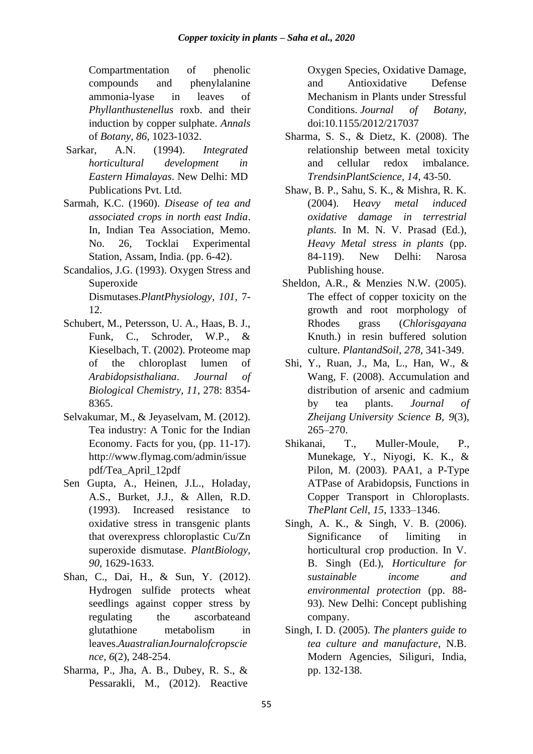Compartmentation of phenolic compounds and phenylalanine ammonia-lyase in leaves of *Phyllanthustenellus* roxb. and their induction by copper sulphate. *Annals* of *Botany, 86*, 1023-1032.

Sarkar, A.N. (1994). *Integrated horticultural development in Eastern Himalayas*. New Delhi: MD Publications Pvt. Ltd.

Sarmah, K.C. (1960). *Disease of tea and associated crops in north east India*. In, Indian Tea Association, Memo. No. 26, Tocklai Experimental Station, Assam, India. (pp. 6-42).

Scandalios, J.G. (1993). Oxygen Stress and Superoxide Dismutases.*PlantPhysiology, 101*, 7-12.

Schubert, M., Petersson, U. A., Haas, B. J., Funk, C., Schroder, W.P., & Kieselbach, T. (2002). Proteome map of the chloroplast lumen of *Arabidopsisthaliana*. *Journal of Biological Chemistry, 11*, 278: 8354-8365.

Selvakumar, M., & Jeyaselvam, M. (2012). Tea industry: A Tonic for the Indian Economy. Facts for you, (pp. 11-17). http://www.flymag.com/admin/issuepdf/Tea_April_12pdf

Sen Gupta, A., Heinen, J.L., Holaday, A.S., Burket, J.J., & Allen, R.D. (1993). Increased resistance to oxidative stress in transgenic plants that overexpress chloroplastic Cu/Zn superoxide dismutase. *PlantBiology, 90*, 1629-1633.

Shan, C., Dai, H., & Sun, Y. (2012). Hydrogen sulfide protects wheat seedlings against copper stress by regulating the ascorbateand glutathione metabolism in leaves.*AuastralianJournalofcropscience, 6*(2), 248-254.

Sharma, P., Jha, A. B., Dubey, R. S., & Pessarakli, M., (2012). Reactive Oxygen Species, Oxidative Damage, and Antioxidative Defense Mechanism in Plants under Stressful Conditions. *Journal of Botany*, doi:10.1155/2012/217037

Sharma, S. S., & Dietz, K. (2008). The relationship between metal toxicity and cellular redox imbalance. *TrendsinPlantScience, 14*, 43-50.

Shaw, B. P., Sahu, S. K., & Mishra, R. K. (2004). H*eavy metal induced oxidative damage in terrestrial plants*. In M. N. V. Prasad (Ed.), *Heavy Metal stress in plants* (pp. 84-119). New Delhi: Narosa Publishing house.

Sheldon, A.R., & Menzies N.W. (2005). The effect of copper toxicity on the growth and root morphology of Rhodes grass (*Chlorisgayana* Knuth.) in resin buffered solution culture. *PlantandSoil, 278*, 341-349.

Shi, Y., Ruan, J., Ma, L., Han, W., & Wang, F. (2008). Accumulation and distribution of arsenic and cadmium by tea plants. *Journal of Zheijang University Science B, 9*(3), 265–270.

Shikanai, T., Muller-Moule, P., Munekage, Y., Niyogi, K. K., & Pilon, M. (2003). PAA1, a P-Type ATPase of Arabidopsis, Functions in Copper Transport in Chloroplasts. *ThePlant Cell, 15*, 1333–1346.

Singh, A. K., & Singh, V. B. (2006). Significance of limiting in horticultural crop production. In V. B. Singh (Ed.), *Horticulture for sustainable income and environmental protection* (pp. 88-93). New Delhi: Concept publishing company.

Singh, I. D. (2005). *The planters guide to tea culture and manufacture*, N.B. Modern Agencies, Siliguri, India, pp. 132-138.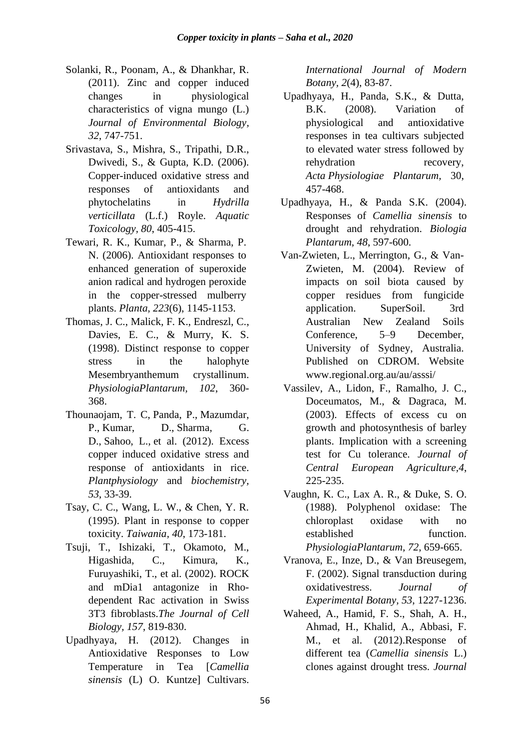Solanki, R., Poonam, A., & Dhankhar, R. (2011). Zinc and copper induced changes in physiological characteristics of vigna mungo (L.) *Journal of Environmental Biology*, *32*, 747-751.

Srivastava, S., Mishra, S., Tripathi, D.R., Dwivedi, S., & Gupta, K.D. (2006). Copper-induced oxidative stress and responses of antioxidants and phytochelatins in *Hydrilla verticillata* (L.f.) Royle. *Aquatic Toxicology*, *80*, 405-415.

Tewari, R. K., Kumar, P., & Sharma, P. N. (2006). Antioxidant responses to enhanced generation of superoxide anion radical and hydrogen peroxide in the copper-stressed mulberry plants. *Planta*, *223*(6), 1145-1153.

Thomas, J. C., Malick, F. K., Endreszl, C., Davies, E. C., & Murry, K. S. (1998). Distinct response to copper stress in the halophyte Mesembryanthemum crystallinum. *PhysiologiaPlantarum*, *102*, 360-368.

Thounaojam, T. C, Panda, P., Mazumdar, P., Kumar, D., Sharma, G. D., Sahoo, L., et al. (2012). Excess copper induced oxidative stress and response of antioxidants in rice. *Plantphysiology* and *biochemistry*, *53*, 33-39.

Tsay, C. C., Wang, L. W., & Chen, Y. R. (1995). Plant in response to copper toxicity. *Taiwania*, *40*, 173-181.

Tsuji, T., Ishizaki, T., Okamoto, M., Higashida, C., Kimura, K., Furuyashiki, T., et al. (2002). ROCK and mDia1 antagonize in Rho-dependent Rac activation in Swiss 3T3 fibroblasts.*The Journal of Cell Biology*, *157*, 819-830.

Upadhyaya, H. (2012). Changes in Antioxidative Responses to Low Temperature in Tea [*Camellia sinensis* (L) O. Kuntze] Cultivars. *International Journal of Modern Botany*, *2*(4), 83-87.

Upadhyaya, H., Panda, S.K., & Dutta, B.K. (2008). Variation of physiological and antioxidative responses in tea cultivars subjected to elevated water stress followed by rehydration recovery, *Acta Physiologiae Plantarum*, 30, 457-468.

Upadhyaya, H., & Panda S.K. (2004). Responses of *Camellia sinensis* to drought and rehydration. *Biologia Plantarum*, *48*, 597-600.

Van-Zwieten, L., Merrington, G., & Van-Zwieten, M. (2004). Review of impacts on soil biota caused by copper residues from fungicide application. SuperSoil. 3rd Australian New Zealand Soils Conference, 5–9 December, University of Sydney, Australia. Published on CDROM. Website www.regional.org.au/au/asssi/

Vassilev, A., Lidon, F., Ramalho, J. C., Doceumatos, M., & Dagraca, M. (2003). Effects of excess cu on growth and photosynthesis of barley plants. Implication with a screening test for Cu tolerance. *Journal of Central European Agriculture*,*4*, 225-235.

Vaughn, K. C., Lax A. R., & Duke, S. O. (1988). Polyphenol oxidase: The chloroplast oxidase with no established function. *PhysiologiaPlantarum*, *72*, 659-665.

Vranova, E., Inze, D., & Van Breusegem, F. (2002). Signal transduction during oxidativestress. *Journal of Experimental Botany*, *53*, 1227-1236.

Waheed, A., Hamid, F. S., Shah, A. H., Ahmad, H., Khalid, A., Abbasi, F. M., et al. (2012).Response of different tea (*Camellia sinensis* L.) clones against drought tress. *Journal*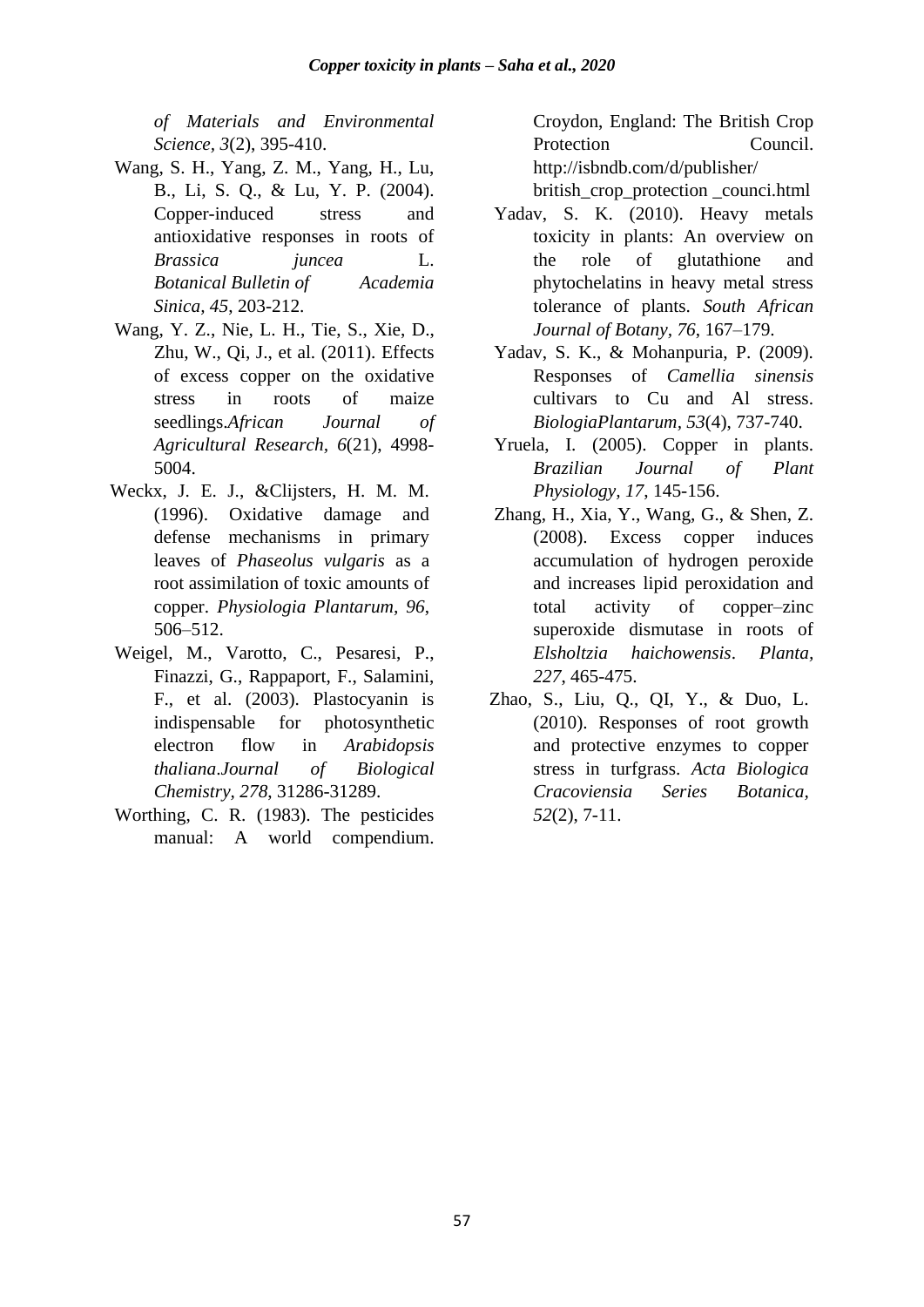*of Materials and Environmental Science*, *3*(2), 395-410.

Wang, S. H., Yang, Z. M., Yang, H., Lu, B., Li, S. Q., & Lu, Y. P. (2004). Copper-induced stress and antioxidative responses in roots of *Brassica juncea* L. *Botanical Bulletin of Academia Sinica, 45*, 203-212.

Wang, Y. Z., Nie, L. H., Tie, S., Xie, D., Zhu, W., Qi, J., et al. (2011). Effects of excess copper on the oxidative stress in roots of maize seedlings.*African Journal of Agricultural Research, 6*(21), 4998-5004.

Weckx, J. E. J., &Clijsters, H. M. M. (1996). Oxidative damage and defense mechanisms in primary leaves of *Phaseolus vulgaris* as a root assimilation of toxic amounts of copper. *Physiologia Plantarum, 96*, 506–512.

Weigel, M., Varotto, C., Pesaresi, P., Finazzi, G., Rappaport, F., Salamini, F., et al. (2003). Plastocyanin is indispensable for photosynthetic electron flow in *Arabidopsis thaliana*.*Journal of Biological Chemistry, 278,* 31286-31289.

Worthing, C. R. (1983). The pesticides manual: A world compendium. Croydon, England: The British Crop Protection Council. http://isbndb.com/d/publisher/british_crop_protection _counci.html

Yadav, S. K. (2010). Heavy metals toxicity in plants: An overview on the role of glutathione and phytochelatins in heavy metal stress tolerance of plants. *South African Journal of Botany*, *76*, 167–179.

Yadav, S. K., & Mohanpuria, P. (2009). Responses of *Camellia sinensis* cultivars to Cu and Al stress. *BiologiaPlantarum*, *53*(4), 737-740.

Yruela, I. (2005). Copper in plants. *Brazilian Journal of Plant Physiology, 17*, 145-156.

Zhang, H., Xia, Y., Wang, G., & Shen, Z. (2008). Excess copper induces accumulation of hydrogen peroxide and increases lipid peroxidation and total activity of copper–zinc superoxide dismutase in roots of *Elsholtzia haichowensis*. *Planta, 227*, 465-475.

Zhao, S., Liu, Q., QI, Y., & Duo, L. (2010). Responses of root growth and protective enzymes to copper stress in turfgrass. *Acta Biologica Cracoviensia Series Botanica, 52*(2), 7-11.